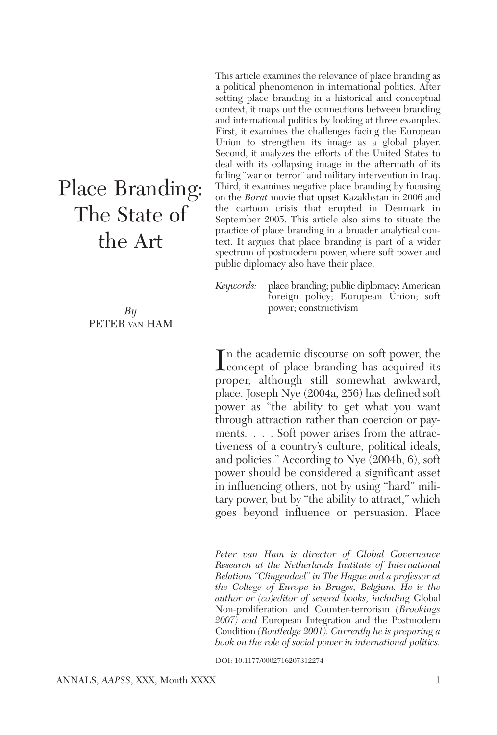# Place Branding: The State of the Art

*By*
PETER VAN HAM

This article examines the relevance of place branding as a political phenomenon in international politics. After setting place branding in a historical and conceptual context, it maps out the connections between branding and international politics by looking at three examples. First, it examines the challenges facing the European Union to strengthen its image as a global player. Second, it analyzes the efforts of the United States to deal with its collapsing image in the aftermath of its failing "war on terror" and military intervention in Iraq. Third, it examines negative place branding by focusing on the *Borat* movie that upset Kazakhstan in 2006 and the cartoon crisis that erupted in Denmark in September 2005. This article also aims to situate the practice of place branding in a broader analytical context. It argues that place branding is part of a wider spectrum of postmodern power, where soft power and public diplomacy also have their place.

*Keywords:* place branding; public diplomacy; American foreign policy; European Union; soft power; constructivism

In the academic discourse on soft power, the concept of place branding has acquired its proper, although still somewhat awkward, place. Joseph Nye (2004a, 256) has defined soft power as "the ability to get what you want through attraction rather than coercion or payments. . . . Soft power arises from the attractiveness of a country's culture, political ideals, and policies." According to Nye (2004b, 6), soft power should be considered a significant asset in influencing others, not by using "hard" military power, but by "the ability to attract," which goes beyond influence or persuasion. Place

*Peter van Ham is director of Global Governance Research at the Netherlands Institute of International Relations "Clingendael" in The Hague and a professor at the College of Europe in Bruges, Belgium. He is the author or (co)editor of several books, including* Global Non-proliferation and Counter-terrorism *(Brookings 2007) and* European Integration and the Postmodern Condition *(Routledge 2001). Currently he is preparing a book on the role of social power in international politics.*

DOI: 10.1177/0002716207312274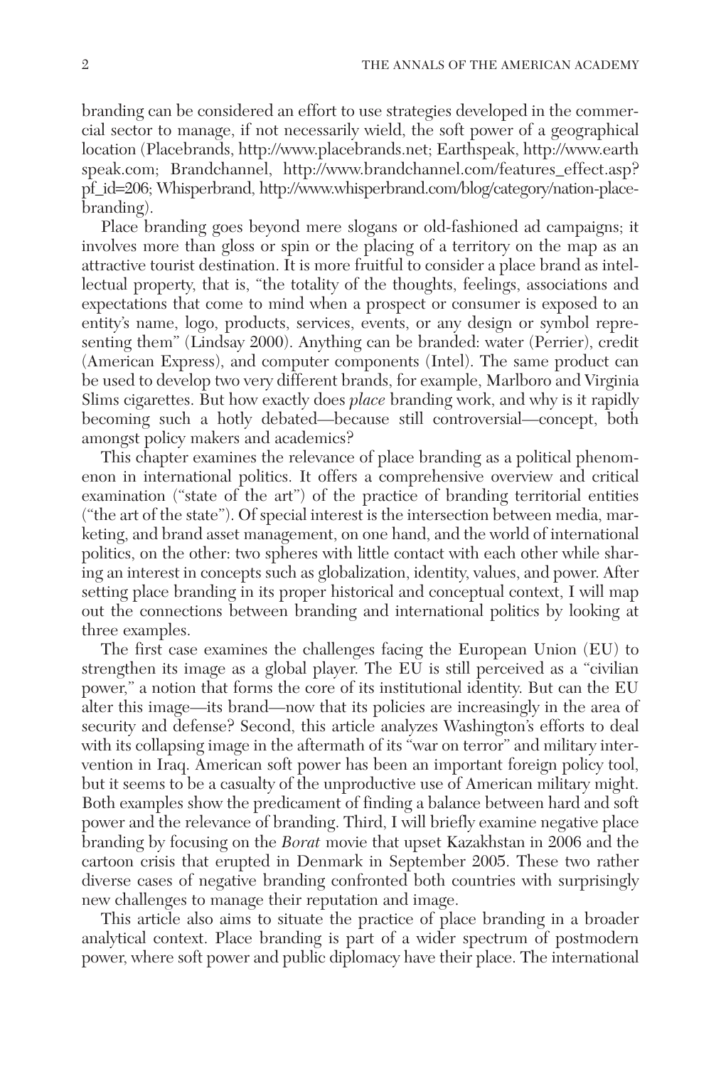branding can be considered an effort to use strategies developed in the commercial sector to manage, if not necessarily wield, the soft power of a geographical location (Placebrands, http://www.placebrands.net; Earthspeak, http://www.earthspeak.com; Brandchannel, http://www.brandchannel.com/features_effect.asp?pf_id=206; Whisperbrand, http://www.whisperbrand.com/blog/category/nation-place-branding).

Place branding goes beyond mere slogans or old-fashioned ad campaigns; it involves more than gloss or spin or the placing of a territory on the map as an attractive tourist destination. It is more fruitful to consider a place brand as intellectual property, that is, "the totality of the thoughts, feelings, associations and expectations that come to mind when a prospect or consumer is exposed to an entity's name, logo, products, services, events, or any design or symbol representing them" (Lindsay 2000). Anything can be branded: water (Perrier), credit (American Express), and computer components (Intel). The same product can be used to develop two very different brands, for example, Marlboro and Virginia Slims cigarettes. But how exactly does *place* branding work, and why is it rapidly becoming such a hotly debated—because still controversial—concept, both amongst policy makers and academics?

This chapter examines the relevance of place branding as a political phenomenon in international politics. It offers a comprehensive overview and critical examination ("state of the art") of the practice of branding territorial entities ("the art of the state"). Of special interest is the intersection between media, marketing, and brand asset management, on one hand, and the world of international politics, on the other: two spheres with little contact with each other while sharing an interest in concepts such as globalization, identity, values, and power. After setting place branding in its proper historical and conceptual context, I will map out the connections between branding and international politics by looking at three examples.

The first case examines the challenges facing the European Union (EU) to strengthen its image as a global player. The EU is still perceived as a "civilian power," a notion that forms the core of its institutional identity. But can the EU alter this image—its brand—now that its policies are increasingly in the area of security and defense? Second, this article analyzes Washington's efforts to deal with its collapsing image in the aftermath of its "war on terror" and military intervention in Iraq. American soft power has been an important foreign policy tool, but it seems to be a casualty of the unproductive use of American military might. Both examples show the predicament of finding a balance between hard and soft power and the relevance of branding. Third, I will briefly examine negative place branding by focusing on the *Borat* movie that upset Kazakhstan in 2006 and the cartoon crisis that erupted in Denmark in September 2005. These two rather diverse cases of negative branding confronted both countries with surprisingly new challenges to manage their reputation and image.

This article also aims to situate the practice of place branding in a broader analytical context. Place branding is part of a wider spectrum of postmodern power, where soft power and public diplomacy have their place. The international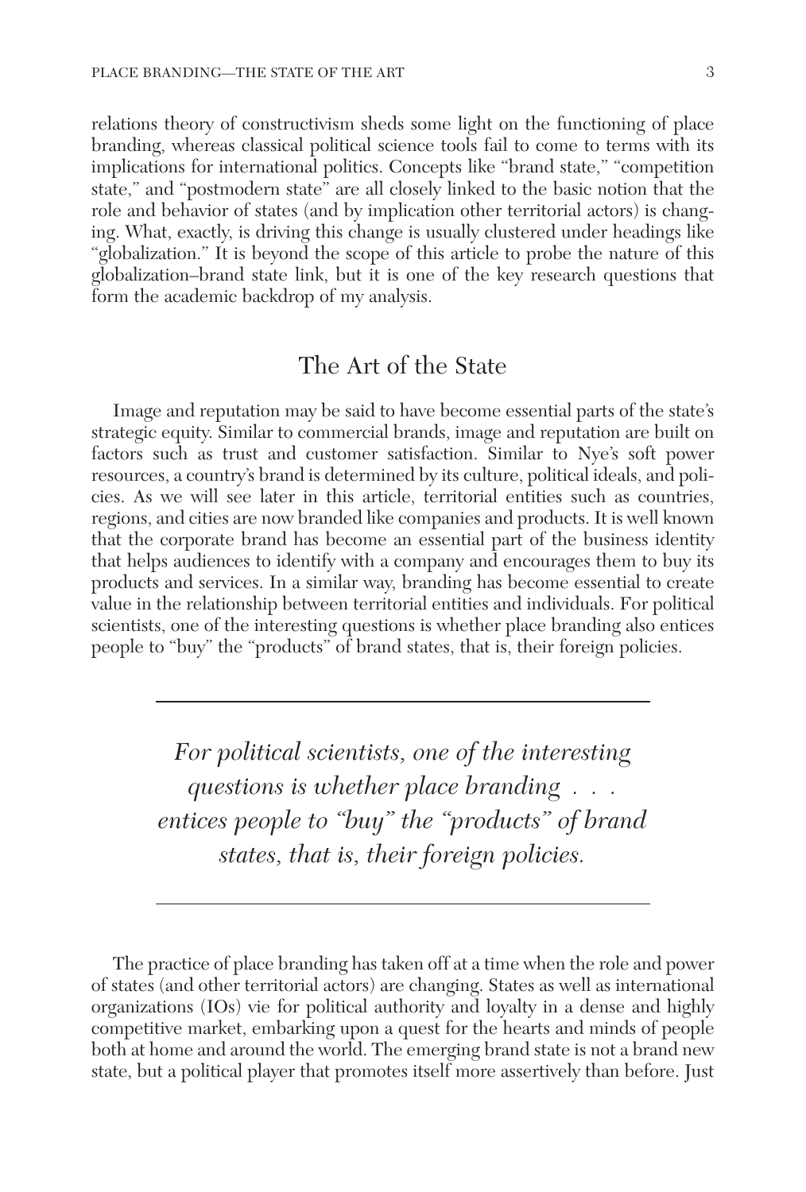relations theory of constructivism sheds some light on the functioning of place branding, whereas classical political science tools fail to come to terms with its implications for international politics. Concepts like "brand state," "competition state," and "postmodern state" are all closely linked to the basic notion that the role and behavior of states (and by implication other territorial actors) is changing. What, exactly, is driving this change is usually clustered under headings like "globalization." It is beyond the scope of this article to probe the nature of this globalization–brand state link, but it is one of the key research questions that form the academic backdrop of my analysis.

## The Art of the State

Image and reputation may be said to have become essential parts of the state's strategic equity. Similar to commercial brands, image and reputation are built on factors such as trust and customer satisfaction. Similar to Nye's soft power resources, a country's brand is determined by its culture, political ideals, and policies. As we will see later in this article, territorial entities such as countries, regions, and cities are now branded like companies and products. It is well known that the corporate brand has become an essential part of the business identity that helps audiences to identify with a company and encourages them to buy its products and services. In a similar way, branding has become essential to create value in the relationship between territorial entities and individuals. For political scientists, one of the interesting questions is whether place branding also entices people to "buy" the "products" of brand states, that is, their foreign policies.

> *For political scientists, one of the interesting questions is whether place branding . . . entices people to "buy" the "products" of brand states, that is, their foreign policies.*

The practice of place branding has taken off at a time when the role and power of states (and other territorial actors) are changing. States as well as international organizations (IOs) vie for political authority and loyalty in a dense and highly competitive market, embarking upon a quest for the hearts and minds of people both at home and around the world. The emerging brand state is not a brand new state, but a political player that promotes itself more assertively than before. Just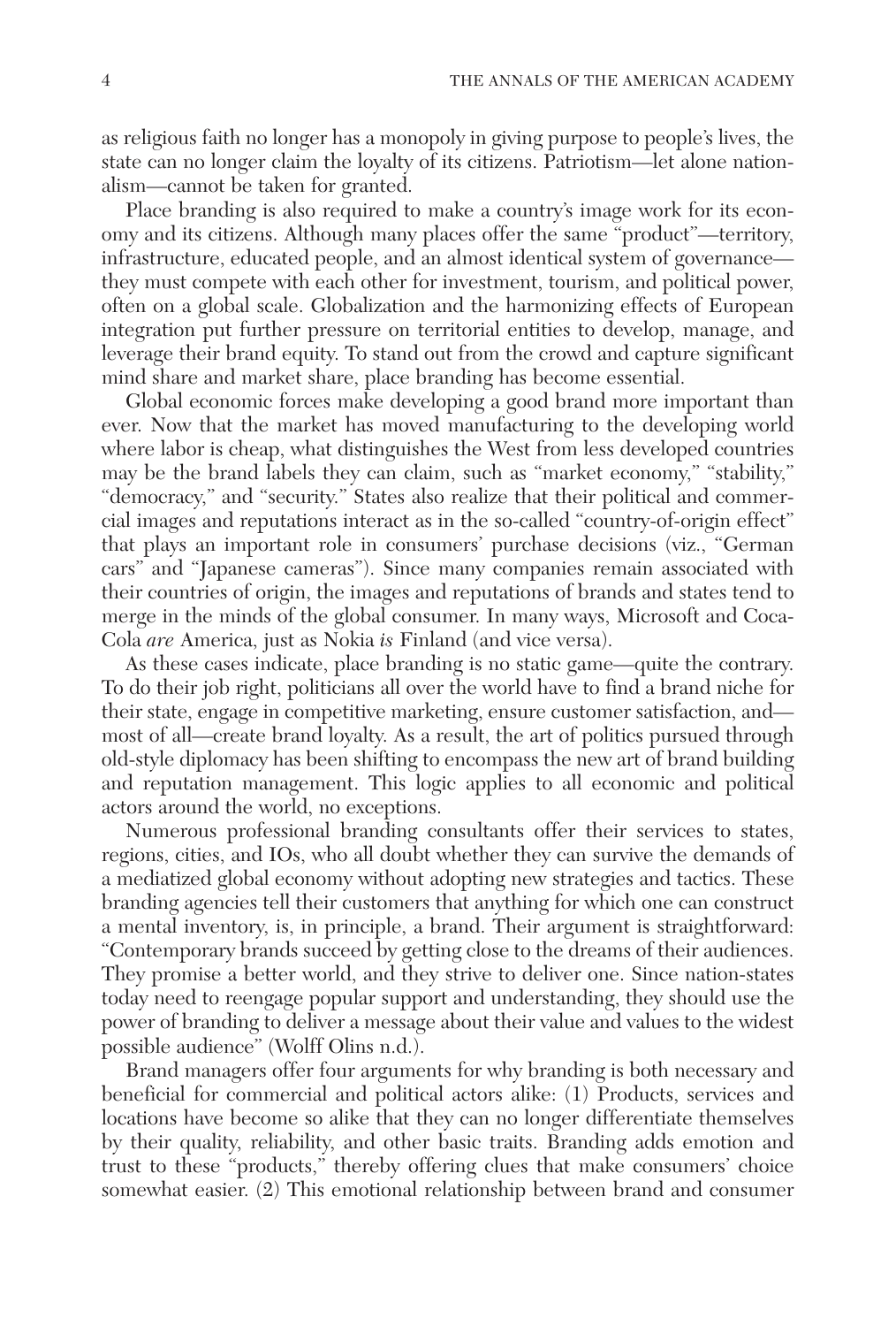as religious faith no longer has a monopoly in giving purpose to people's lives, the state can no longer claim the loyalty of its citizens. Patriotism—let alone nationalism—cannot be taken for granted.

Place branding is also required to make a country's image work for its economy and its citizens. Although many places offer the same "product"—territory, infrastructure, educated people, and an almost identical system of governance—they must compete with each other for investment, tourism, and political power, often on a global scale. Globalization and the harmonizing effects of European integration put further pressure on territorial entities to develop, manage, and leverage their brand equity. To stand out from the crowd and capture significant mind share and market share, place branding has become essential.

Global economic forces make developing a good brand more important than ever. Now that the market has moved manufacturing to the developing world where labor is cheap, what distinguishes the West from less developed countries may be the brand labels they can claim, such as "market economy," "stability," "democracy," and "security." States also realize that their political and commercial images and reputations interact as in the so-called "country-of-origin effect" that plays an important role in consumers' purchase decisions (viz., "German cars" and "Japanese cameras"). Since many companies remain associated with their countries of origin, the images and reputations of brands and states tend to merge in the minds of the global consumer. In many ways, Microsoft and Coca-Cola *are* America, just as Nokia *is* Finland (and vice versa).

As these cases indicate, place branding is no static game—quite the contrary. To do their job right, politicians all over the world have to find a brand niche for their state, engage in competitive marketing, ensure customer satisfaction, and—most of all—create brand loyalty. As a result, the art of politics pursued through old-style diplomacy has been shifting to encompass the new art of brand building and reputation management. This logic applies to all economic and political actors around the world, no exceptions.

Numerous professional branding consultants offer their services to states, regions, cities, and IOs, who all doubt whether they can survive the demands of a mediatized global economy without adopting new strategies and tactics. These branding agencies tell their customers that anything for which one can construct a mental inventory, is, in principle, a brand. Their argument is straightforward: "Contemporary brands succeed by getting close to the dreams of their audiences. They promise a better world, and they strive to deliver one. Since nation-states today need to reengage popular support and understanding, they should use the power of branding to deliver a message about their value and values to the widest possible audience" (Wolff Olins n.d.).

Brand managers offer four arguments for why branding is both necessary and beneficial for commercial and political actors alike: (1) Products, services and locations have become so alike that they can no longer differentiate themselves by their quality, reliability, and other basic traits. Branding adds emotion and trust to these "products," thereby offering clues that make consumers' choice somewhat easier. (2) This emotional relationship between brand and consumer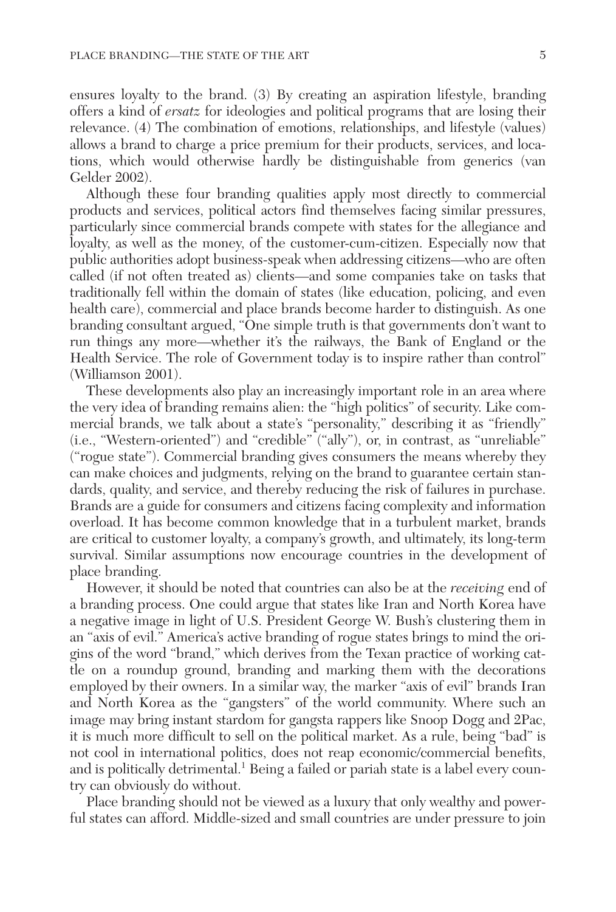ensures loyalty to the brand. (3) By creating an aspiration lifestyle, branding offers a kind of *ersatz* for ideologies and political programs that are losing their relevance. (4) The combination of emotions, relationships, and lifestyle (values) allows a brand to charge a price premium for their products, services, and locations, which would otherwise hardly be distinguishable from generics (van Gelder 2002).

Although these four branding qualities apply most directly to commercial products and services, political actors find themselves facing similar pressures, particularly since commercial brands compete with states for the allegiance and loyalty, as well as the money, of the customer-cum-citizen. Especially now that public authorities adopt business-speak when addressing citizens—who are often called (if not often treated as) clients—and some companies take on tasks that traditionally fell within the domain of states (like education, policing, and even health care), commercial and place brands become harder to distinguish. As one branding consultant argued, "One simple truth is that governments don't want to run things any more—whether it's the railways, the Bank of England or the Health Service. The role of Government today is to inspire rather than control" (Williamson 2001).

These developments also play an increasingly important role in an area where the very idea of branding remains alien: the "high politics" of security. Like commercial brands, we talk about a state's "personality," describing it as "friendly" (i.e., "Western-oriented") and "credible" ("ally"), or, in contrast, as "unreliable" ("rogue state"). Commercial branding gives consumers the means whereby they can make choices and judgments, relying on the brand to guarantee certain standards, quality, and service, and thereby reducing the risk of failures in purchase. Brands are a guide for consumers and citizens facing complexity and information overload. It has become common knowledge that in a turbulent market, brands are critical to customer loyalty, a company's growth, and ultimately, its long-term survival. Similar assumptions now encourage countries in the development of place branding.

However, it should be noted that countries can also be at the *receiving* end of a branding process. One could argue that states like Iran and North Korea have a negative image in light of U.S. President George W. Bush's clustering them in an "axis of evil." America's active branding of rogue states brings to mind the origins of the word "brand," which derives from the Texan practice of working cattle on a roundup ground, branding and marking them with the decorations employed by their owners. In a similar way, the marker "axis of evil" brands Iran and North Korea as the "gangsters" of the world community. Where such an image may bring instant stardom for gangsta rappers like Snoop Dogg and 2Pac, it is much more difficult to sell on the political market. As a rule, being "bad" is not cool in international politics, does not reap economic/commercial benefits, and is politically detrimental.[1] Being a failed or pariah state is a label every country can obviously do without.

Place branding should not be viewed as a luxury that only wealthy and powerful states can afford. Middle-sized and small countries are under pressure to join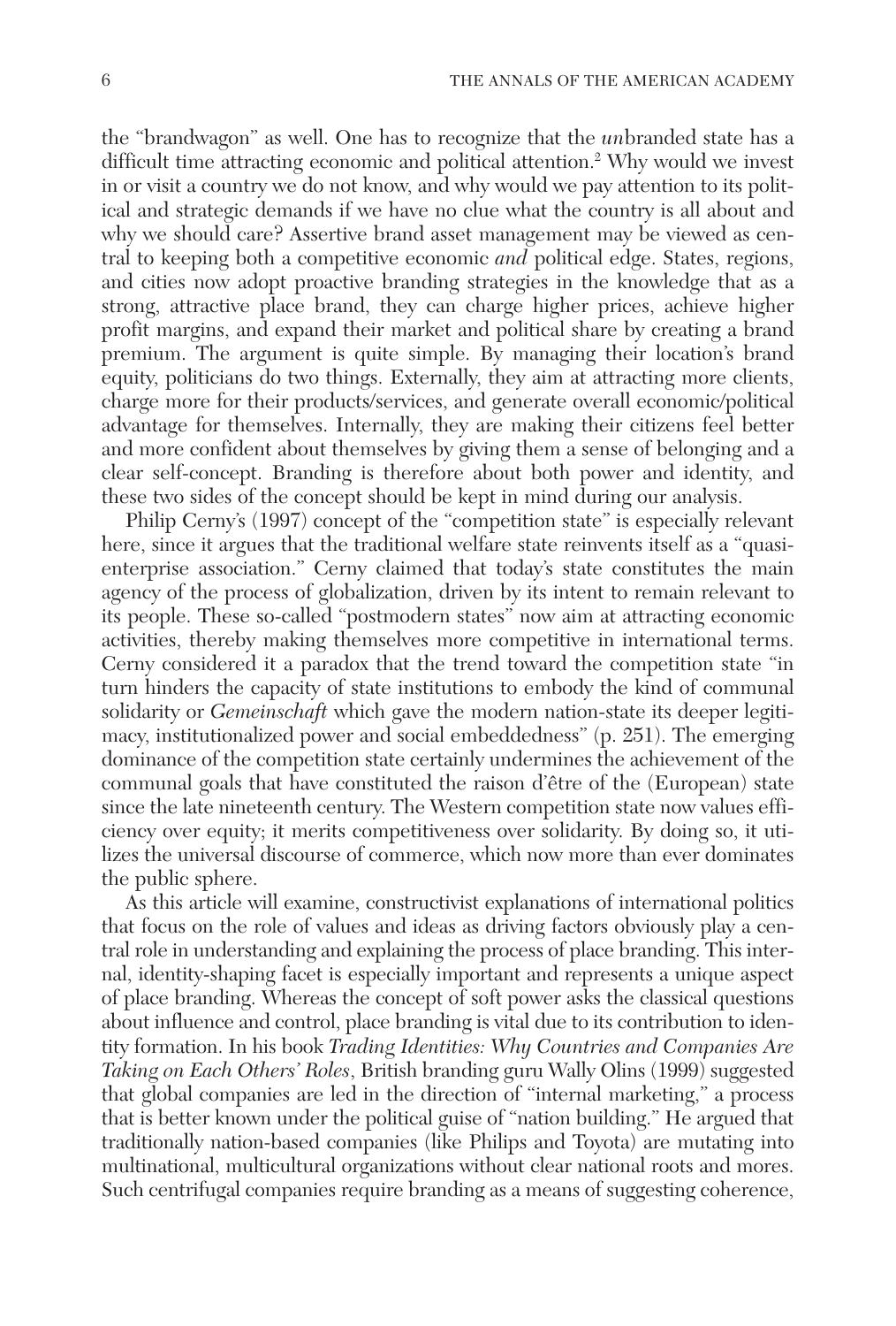the "brandwagon" as well. One has to recognize that the *un*branded state has a difficult time attracting economic and political attention.[2] Why would we invest in or visit a country we do not know, and why would we pay attention to its political and strategic demands if we have no clue what the country is all about and why we should care? Assertive brand asset management may be viewed as central to keeping both a competitive economic *and* political edge. States, regions, and cities now adopt proactive branding strategies in the knowledge that as a strong, attractive place brand, they can charge higher prices, achieve higher profit margins, and expand their market and political share by creating a brand premium. The argument is quite simple. By managing their location's brand equity, politicians do two things. Externally, they aim at attracting more clients, charge more for their products/services, and generate overall economic/political advantage for themselves. Internally, they are making their citizens feel better and more confident about themselves by giving them a sense of belonging and a clear self-concept. Branding is therefore about both power and identity, and these two sides of the concept should be kept in mind during our analysis.

Philip Cerny's (1997) concept of the "competition state" is especially relevant here, since it argues that the traditional welfare state reinvents itself as a "quasi-enterprise association." Cerny claimed that today's state constitutes the main agency of the process of globalization, driven by its intent to remain relevant to its people. These so-called "postmodern states" now aim at attracting economic activities, thereby making themselves more competitive in international terms. Cerny considered it a paradox that the trend toward the competition state "in turn hinders the capacity of state institutions to embody the kind of communal solidarity or *Gemeinschaft* which gave the modern nation-state its deeper legitimacy, institutionalized power and social embeddedness" (p. 251). The emerging dominance of the competition state certainly undermines the achievement of the communal goals that have constituted the raison d'être of the (European) state since the late nineteenth century. The Western competition state now values efficiency over equity; it merits competitiveness over solidarity. By doing so, it utilizes the universal discourse of commerce, which now more than ever dominates the public sphere.

As this article will examine, constructivist explanations of international politics that focus on the role of values and ideas as driving factors obviously play a central role in understanding and explaining the process of place branding. This internal, identity-shaping facet is especially important and represents a unique aspect of place branding. Whereas the concept of soft power asks the classical questions about influence and control, place branding is vital due to its contribution to identity formation. In his book *Trading Identities: Why Countries and Companies Are Taking on Each Others' Roles*, British branding guru Wally Olins (1999) suggested that global companies are led in the direction of "internal marketing," a process that is better known under the political guise of "nation building." He argued that traditionally nation-based companies (like Philips and Toyota) are mutating into multinational, multicultural organizations without clear national roots and mores. Such centrifugal companies require branding as a means of suggesting coherence,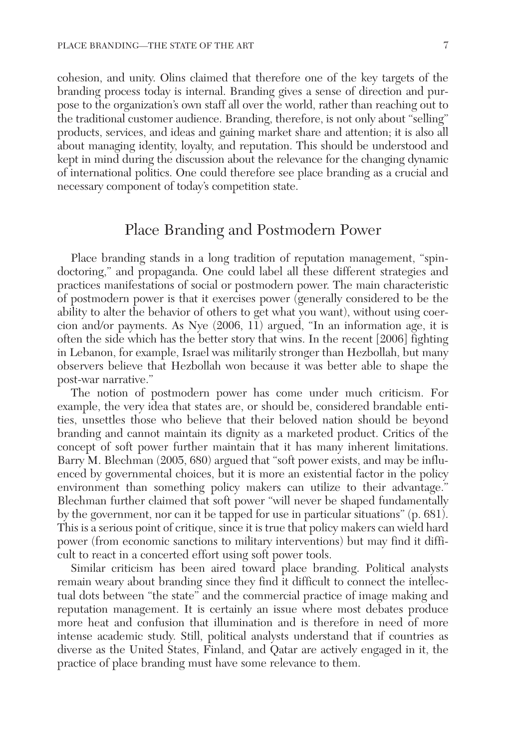cohesion, and unity. Olins claimed that therefore one of the key targets of the branding process today is internal. Branding gives a sense of direction and purpose to the organization's own staff all over the world, rather than reaching out to the traditional customer audience. Branding, therefore, is not only about "selling" products, services, and ideas and gaining market share and attention; it is also all about managing identity, loyalty, and reputation. This should be understood and kept in mind during the discussion about the relevance for the changing dynamic of international politics. One could therefore see place branding as a crucial and necessary component of today's competition state.

## Place Branding and Postmodern Power

Place branding stands in a long tradition of reputation management, "spin-doctoring," and propaganda. One could label all these different strategies and practices manifestations of social or postmodern power. The main characteristic of postmodern power is that it exercises power (generally considered to be the ability to alter the behavior of others to get what you want), without using coercion and/or payments. As Nye (2006, 11) argued, "In an information age, it is often the side which has the better story that wins. In the recent [2006] fighting in Lebanon, for example, Israel was militarily stronger than Hezbollah, but many observers believe that Hezbollah won because it was better able to shape the post-war narrative."

The notion of postmodern power has come under much criticism. For example, the very idea that states are, or should be, considered brandable entities, unsettles those who believe that their beloved nation should be beyond branding and cannot maintain its dignity as a marketed product. Critics of the concept of soft power further maintain that it has many inherent limitations. Barry M. Blechman (2005, 680) argued that "soft power exists, and may be influenced by governmental choices, but it is more an existential factor in the policy environment than something policy makers can utilize to their advantage." Blechman further claimed that soft power "will never be shaped fundamentally by the government, nor can it be tapped for use in particular situations" (p. 681). This is a serious point of critique, since it is true that policy makers can wield hard power (from economic sanctions to military interventions) but may find it difficult to react in a concerted effort using soft power tools.

Similar criticism has been aired toward place branding. Political analysts remain weary about branding since they find it difficult to connect the intellectual dots between "the state" and the commercial practice of image making and reputation management. It is certainly an issue where most debates produce more heat and confusion that illumination and is therefore in need of more intense academic study. Still, political analysts understand that if countries as diverse as the United States, Finland, and Qatar are actively engaged in it, the practice of place branding must have some relevance to them.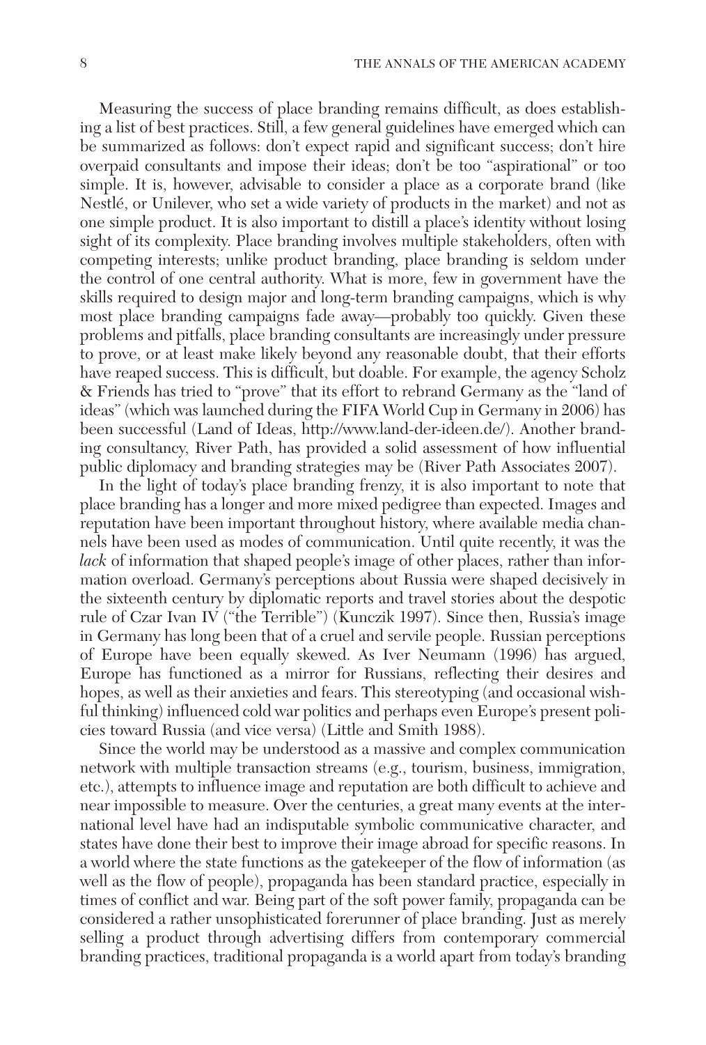Measuring the success of place branding remains difficult, as does establishing a list of best practices. Still, a few general guidelines have emerged which can be summarized as follows: don't expect rapid and significant success; don't hire overpaid consultants and impose their ideas; don't be too "aspirational" or too simple. It is, however, advisable to consider a place as a corporate brand (like Nestlé, or Unilever, who set a wide variety of products in the market) and not as one simple product. It is also important to distill a place's identity without losing sight of its complexity. Place branding involves multiple stakeholders, often with competing interests; unlike product branding, place branding is seldom under the control of one central authority. What is more, few in government have the skills required to design major and long-term branding campaigns, which is why most place branding campaigns fade away—probably too quickly. Given these problems and pitfalls, place branding consultants are increasingly under pressure to prove, or at least make likely beyond any reasonable doubt, that their efforts have reaped success. This is difficult, but doable. For example, the agency Scholz & Friends has tried to "prove" that its effort to rebrand Germany as the "land of ideas" (which was launched during the FIFA World Cup in Germany in 2006) has been successful (Land of Ideas, http://www.land-der-ideen.de/). Another branding consultancy, River Path, has provided a solid assessment of how influential public diplomacy and branding strategies may be (River Path Associates 2007).

In the light of today's place branding frenzy, it is also important to note that place branding has a longer and more mixed pedigree than expected. Images and reputation have been important throughout history, where available media channels have been used as modes of communication. Until quite recently, it was the *lack* of information that shaped people's image of other places, rather than information overload. Germany's perceptions about Russia were shaped decisively in the sixteenth century by diplomatic reports and travel stories about the despotic rule of Czar Ivan IV ("the Terrible") (Kunczik 1997). Since then, Russia's image in Germany has long been that of a cruel and servile people. Russian perceptions of Europe have been equally skewed. As Iver Neumann (1996) has argued, Europe has functioned as a mirror for Russians, reflecting their desires and hopes, as well as their anxieties and fears. This stereotyping (and occasional wishful thinking) influenced cold war politics and perhaps even Europe's present policies toward Russia (and vice versa) (Little and Smith 1988).

Since the world may be understood as a massive and complex communication network with multiple transaction streams (e.g., tourism, business, immigration, etc.), attempts to influence image and reputation are both difficult to achieve and near impossible to measure. Over the centuries, a great many events at the international level have had an indisputable symbolic communicative character, and states have done their best to improve their image abroad for specific reasons. In a world where the state functions as the gatekeeper of the flow of information (as well as the flow of people), propaganda has been standard practice, especially in times of conflict and war. Being part of the soft power family, propaganda can be considered a rather unsophisticated forerunner of place branding. Just as merely selling a product through advertising differs from contemporary commercial branding practices, traditional propaganda is a world apart from today's branding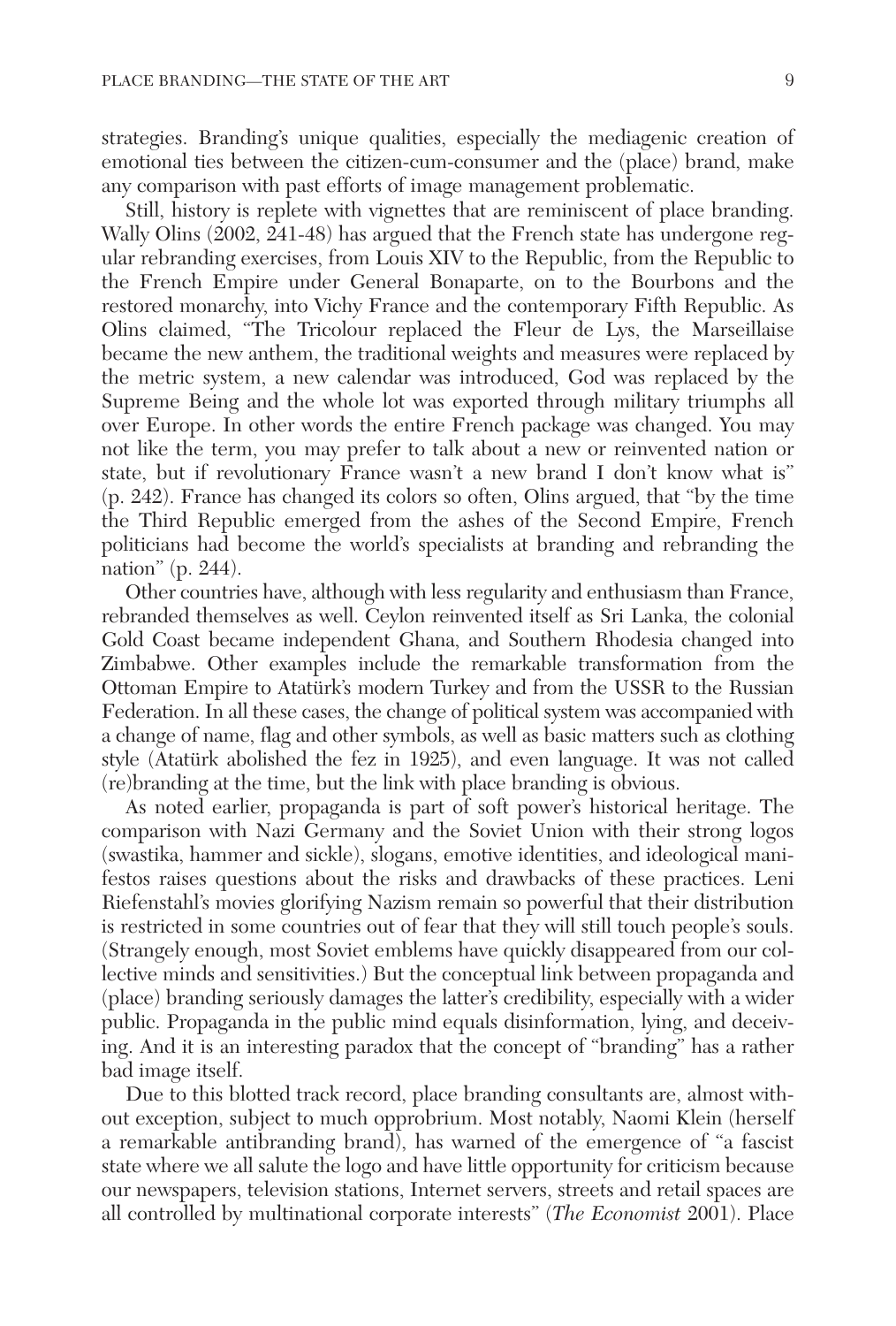strategies. Branding's unique qualities, especially the mediagenic creation of emotional ties between the citizen-cum-consumer and the (place) brand, make any comparison with past efforts of image management problematic.

Still, history is replete with vignettes that are reminiscent of place branding. Wally Olins (2002, 241-48) has argued that the French state has undergone regular rebranding exercises, from Louis XIV to the Republic, from the Republic to the French Empire under General Bonaparte, on to the Bourbons and the restored monarchy, into Vichy France and the contemporary Fifth Republic. As Olins claimed, "The Tricolour replaced the Fleur de Lys, the Marseillaise became the new anthem, the traditional weights and measures were replaced by the metric system, a new calendar was introduced, God was replaced by the Supreme Being and the whole lot was exported through military triumphs all over Europe. In other words the entire French package was changed. You may not like the term, you may prefer to talk about a new or reinvented nation or state, but if revolutionary France wasn't a new brand I don't know what is" (p. 242). France has changed its colors so often, Olins argued, that "by the time the Third Republic emerged from the ashes of the Second Empire, French politicians had become the world's specialists at branding and rebranding the nation" (p. 244).

Other countries have, although with less regularity and enthusiasm than France, rebranded themselves as well. Ceylon reinvented itself as Sri Lanka, the colonial Gold Coast became independent Ghana, and Southern Rhodesia changed into Zimbabwe. Other examples include the remarkable transformation from the Ottoman Empire to Atatürk's modern Turkey and from the USSR to the Russian Federation. In all these cases, the change of political system was accompanied with a change of name, flag and other symbols, as well as basic matters such as clothing style (Atatürk abolished the fez in 1925), and even language. It was not called (re)branding at the time, but the link with place branding is obvious.

As noted earlier, propaganda is part of soft power's historical heritage. The comparison with Nazi Germany and the Soviet Union with their strong logos (swastika, hammer and sickle), slogans, emotive identities, and ideological manifestos raises questions about the risks and drawbacks of these practices. Leni Riefenstahl's movies glorifying Nazism remain so powerful that their distribution is restricted in some countries out of fear that they will still touch people's souls. (Strangely enough, most Soviet emblems have quickly disappeared from our collective minds and sensitivities.) But the conceptual link between propaganda and (place) branding seriously damages the latter's credibility, especially with a wider public. Propaganda in the public mind equals disinformation, lying, and deceiving. And it is an interesting paradox that the concept of "branding" has a rather bad image itself.

Due to this blotted track record, place branding consultants are, almost without exception, subject to much opprobrium. Most notably, Naomi Klein (herself a remarkable antibranding brand), has warned of the emergence of "a fascist state where we all salute the logo and have little opportunity for criticism because our newspapers, television stations, Internet servers, streets and retail spaces are all controlled by multinational corporate interests" (*The Economist* 2001). Place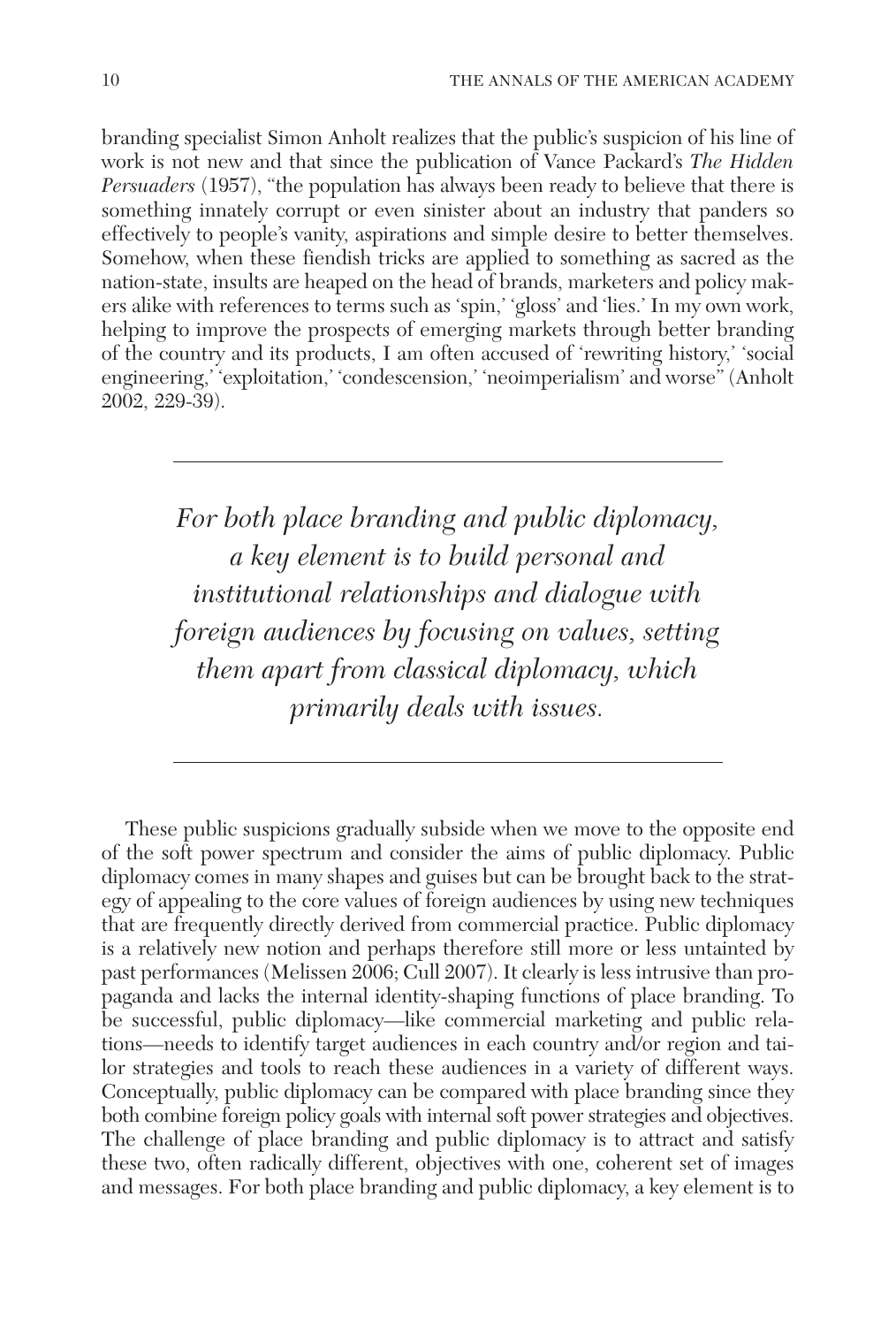branding specialist Simon Anholt realizes that the public's suspicion of his line of work is not new and that since the publication of Vance Packard's *The Hidden Persuaders* (1957), "the population has always been ready to believe that there is something innately corrupt or even sinister about an industry that panders so effectively to people's vanity, aspirations and simple desire to better themselves. Somehow, when these fiendish tricks are applied to something as sacred as the nation-state, insults are heaped on the head of brands, marketers and policy makers alike with references to terms such as 'spin,' 'gloss' and 'lies.' In my own work, helping to improve the prospects of emerging markets through better branding of the country and its products, I am often accused of 'rewriting history,' 'social engineering,' 'exploitation,' 'condescension,' 'neoimperialism' and worse" (Anholt 2002, 229-39).

---

*For both place branding and public diplomacy, a key element is to build personal and institutional relationships and dialogue with foreign audiences by focusing on values, setting them apart from classical diplomacy, which primarily deals with issues.*

---

These public suspicions gradually subside when we move to the opposite end of the soft power spectrum and consider the aims of public diplomacy. Public diplomacy comes in many shapes and guises but can be brought back to the strategy of appealing to the core values of foreign audiences by using new techniques that are frequently directly derived from commercial practice. Public diplomacy is a relatively new notion and perhaps therefore still more or less untainted by past performances (Melissen 2006; Cull 2007). It clearly is less intrusive than propaganda and lacks the internal identity-shaping functions of place branding. To be successful, public diplomacy—like commercial marketing and public relations—needs to identify target audiences in each country and/or region and tailor strategies and tools to reach these audiences in a variety of different ways. Conceptually, public diplomacy can be compared with place branding since they both combine foreign policy goals with internal soft power strategies and objectives. The challenge of place branding and public diplomacy is to attract and satisfy these two, often radically different, objectives with one, coherent set of images and messages. For both place branding and public diplomacy, a key element is to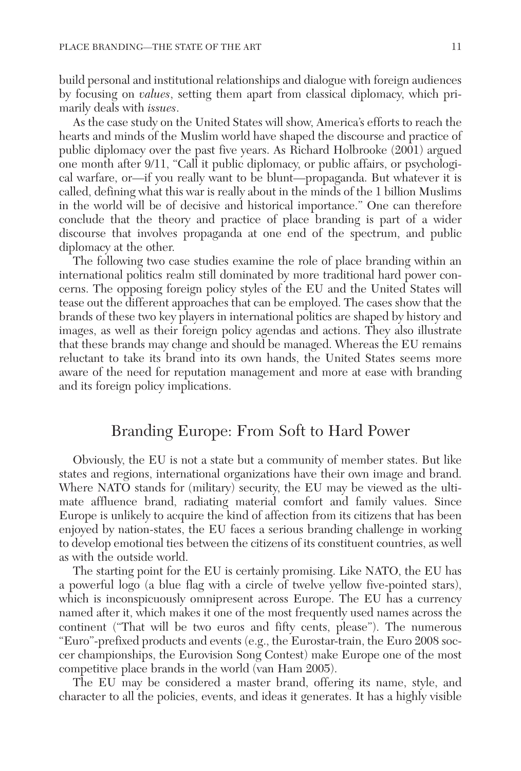build personal and institutional relationships and dialogue with foreign audiences by focusing on *values*, setting them apart from classical diplomacy, which primarily deals with *issues*.

As the case study on the United States will show, America's efforts to reach the hearts and minds of the Muslim world have shaped the discourse and practice of public diplomacy over the past five years. As Richard Holbrooke (2001) argued one month after 9/11, "Call it public diplomacy, or public affairs, or psychological warfare, or—if you really want to be blunt—propaganda. But whatever it is called, defining what this war is really about in the minds of the 1 billion Muslims in the world will be of decisive and historical importance." One can therefore conclude that the theory and practice of place branding is part of a wider discourse that involves propaganda at one end of the spectrum, and public diplomacy at the other.

The following two case studies examine the role of place branding within an international politics realm still dominated by more traditional hard power concerns. The opposing foreign policy styles of the EU and the United States will tease out the different approaches that can be employed. The cases show that the brands of these two key players in international politics are shaped by history and images, as well as their foreign policy agendas and actions. They also illustrate that these brands may change and should be managed. Whereas the EU remains reluctant to take its brand into its own hands, the United States seems more aware of the need for reputation management and more at ease with branding and its foreign policy implications.

## Branding Europe: From Soft to Hard Power

Obviously, the EU is not a state but a community of member states. But like states and regions, international organizations have their own image and brand. Where NATO stands for (military) security, the EU may be viewed as the ultimate affluence brand, radiating material comfort and family values. Since Europe is unlikely to acquire the kind of affection from its citizens that has been enjoyed by nation-states, the EU faces a serious branding challenge in working to develop emotional ties between the citizens of its constituent countries, as well as with the outside world.

The starting point for the EU is certainly promising. Like NATO, the EU has a powerful logo (a blue flag with a circle of twelve yellow five-pointed stars), which is inconspicuously omnipresent across Europe. The EU has a currency named after it, which makes it one of the most frequently used names across the continent ("That will be two euros and fifty cents, please"). The numerous "Euro"-prefixed products and events (e.g., the Eurostar-train, the Euro 2008 soccer championships, the Eurovision Song Contest) make Europe one of the most competitive place brands in the world (van Ham 2005).

The EU may be considered a master brand, offering its name, style, and character to all the policies, events, and ideas it generates. It has a highly visible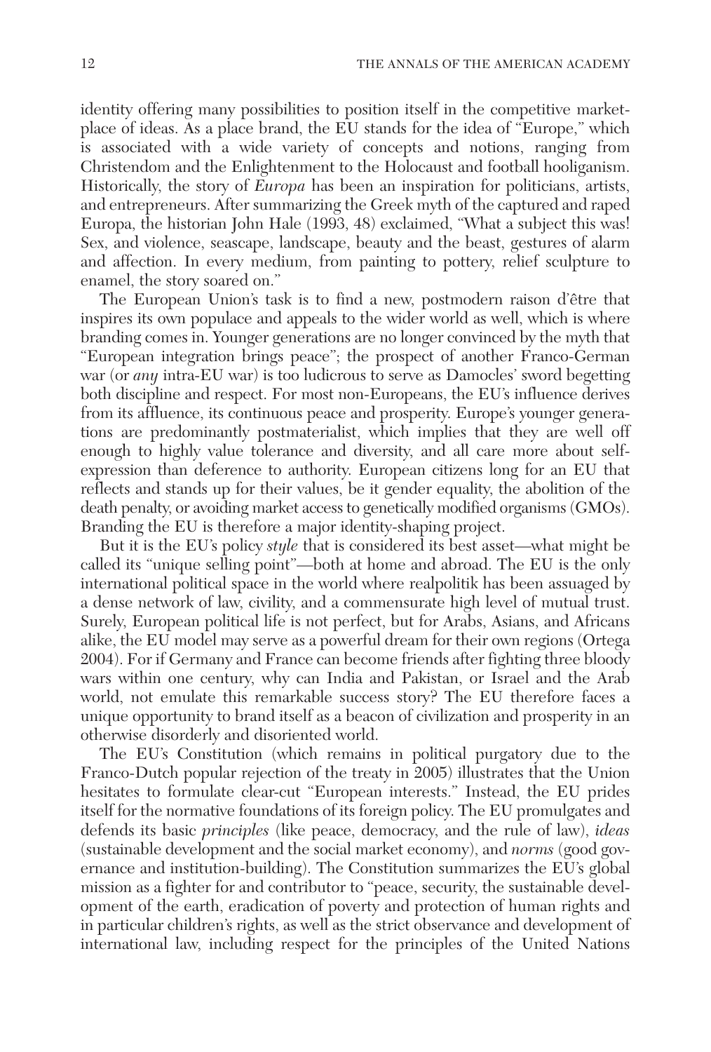identity offering many possibilities to position itself in the competitive marketplace of ideas. As a place brand, the EU stands for the idea of "Europe," which is associated with a wide variety of concepts and notions, ranging from Christendom and the Enlightenment to the Holocaust and football hooliganism. Historically, the story of *Europa* has been an inspiration for politicians, artists, and entrepreneurs. After summarizing the Greek myth of the captured and raped Europa, the historian John Hale (1993, 48) exclaimed, "What a subject this was! Sex, and violence, seascape, landscape, beauty and the beast, gestures of alarm and affection. In every medium, from painting to pottery, relief sculpture to enamel, the story soared on."

The European Union's task is to find a new, postmodern raison d'être that inspires its own populace and appeals to the wider world as well, which is where branding comes in. Younger generations are no longer convinced by the myth that "European integration brings peace"; the prospect of another Franco-German war (or *any* intra-EU war) is too ludicrous to serve as Damocles' sword begetting both discipline and respect. For most non-Europeans, the EU's influence derives from its affluence, its continuous peace and prosperity. Europe's younger generations are predominantly postmaterialist, which implies that they are well off enough to highly value tolerance and diversity, and all care more about self-expression than deference to authority. European citizens long for an EU that reflects and stands up for their values, be it gender equality, the abolition of the death penalty, or avoiding market access to genetically modified organisms (GMOs). Branding the EU is therefore a major identity-shaping project.

But it is the EU's policy *style* that is considered its best asset—what might be called its "unique selling point"—both at home and abroad. The EU is the only international political space in the world where realpolitik has been assuaged by a dense network of law, civility, and a commensurate high level of mutual trust. Surely, European political life is not perfect, but for Arabs, Asians, and Africans alike, the EU model may serve as a powerful dream for their own regions (Ortega 2004). For if Germany and France can become friends after fighting three bloody wars within one century, why can India and Pakistan, or Israel and the Arab world, not emulate this remarkable success story? The EU therefore faces a unique opportunity to brand itself as a beacon of civilization and prosperity in an otherwise disorderly and disoriented world.

The EU's Constitution (which remains in political purgatory due to the Franco-Dutch popular rejection of the treaty in 2005) illustrates that the Union hesitates to formulate clear-cut "European interests." Instead, the EU prides itself for the normative foundations of its foreign policy. The EU promulgates and defends its basic *principles* (like peace, democracy, and the rule of law), *ideas* (sustainable development and the social market economy), and *norms* (good governance and institution-building). The Constitution summarizes the EU's global mission as a fighter for and contributor to "peace, security, the sustainable development of the earth, eradication of poverty and protection of human rights and in particular children's rights, as well as the strict observance and development of international law, including respect for the principles of the United Nations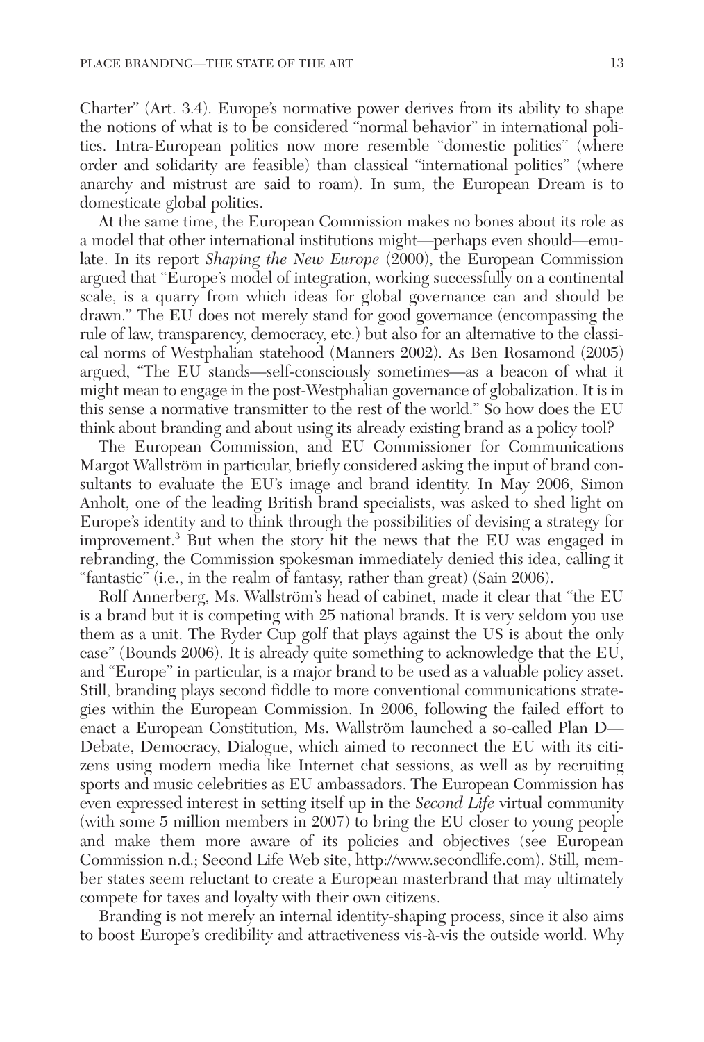Charter" (Art. 3.4). Europe's normative power derives from its ability to shape the notions of what is to be considered "normal behavior" in international politics. Intra-European politics now more resemble "domestic politics" (where order and solidarity are feasible) than classical "international politics" (where anarchy and mistrust are said to roam). In sum, the European Dream is to domesticate global politics.

At the same time, the European Commission makes no bones about its role as a model that other international institutions might—perhaps even should—emulate. In its report *Shaping the New Europe* (2000), the European Commission argued that "Europe's model of integration, working successfully on a continental scale, is a quarry from which ideas for global governance can and should be drawn." The EU does not merely stand for good governance (encompassing the rule of law, transparency, democracy, etc.) but also for an alternative to the classical norms of Westphalian statehood (Manners 2002). As Ben Rosamond (2005) argued, "The EU stands—self-consciously sometimes—as a beacon of what it might mean to engage in the post-Westphalian governance of globalization. It is in this sense a normative transmitter to the rest of the world." So how does the EU think about branding and about using its already existing brand as a policy tool?

The European Commission, and EU Commissioner for Communications Margot Wallström in particular, briefly considered asking the input of brand consultants to evaluate the EU's image and brand identity. In May 2006, Simon Anholt, one of the leading British brand specialists, was asked to shed light on Europe's identity and to think through the possibilities of devising a strategy for improvement.[3] But when the story hit the news that the EU was engaged in rebranding, the Commission spokesman immediately denied this idea, calling it "fantastic" (i.e., in the realm of fantasy, rather than great) (Sain 2006).

Rolf Annerberg, Ms. Wallström's head of cabinet, made it clear that "the EU is a brand but it is competing with 25 national brands. It is very seldom you use them as a unit. The Ryder Cup golf that plays against the US is about the only case" (Bounds 2006). It is already quite something to acknowledge that the EU, and "Europe" in particular, is a major brand to be used as a valuable policy asset. Still, branding plays second fiddle to more conventional communications strategies within the European Commission. In 2006, following the failed effort to enact a European Constitution, Ms. Wallström launched a so-called Plan D—Debate, Democracy, Dialogue, which aimed to reconnect the EU with its citizens using modern media like Internet chat sessions, as well as by recruiting sports and music celebrities as EU ambassadors. The European Commission has even expressed interest in setting itself up in the *Second Life* virtual community (with some 5 million members in 2007) to bring the EU closer to young people and make them more aware of its policies and objectives (see European Commission n.d.; Second Life Web site, http://www.secondlife.com). Still, member states seem reluctant to create a European masterbrand that may ultimately compete for taxes and loyalty with their own citizens.

Branding is not merely an internal identity-shaping process, since it also aims to boost Europe's credibility and attractiveness vis-à-vis the outside world. Why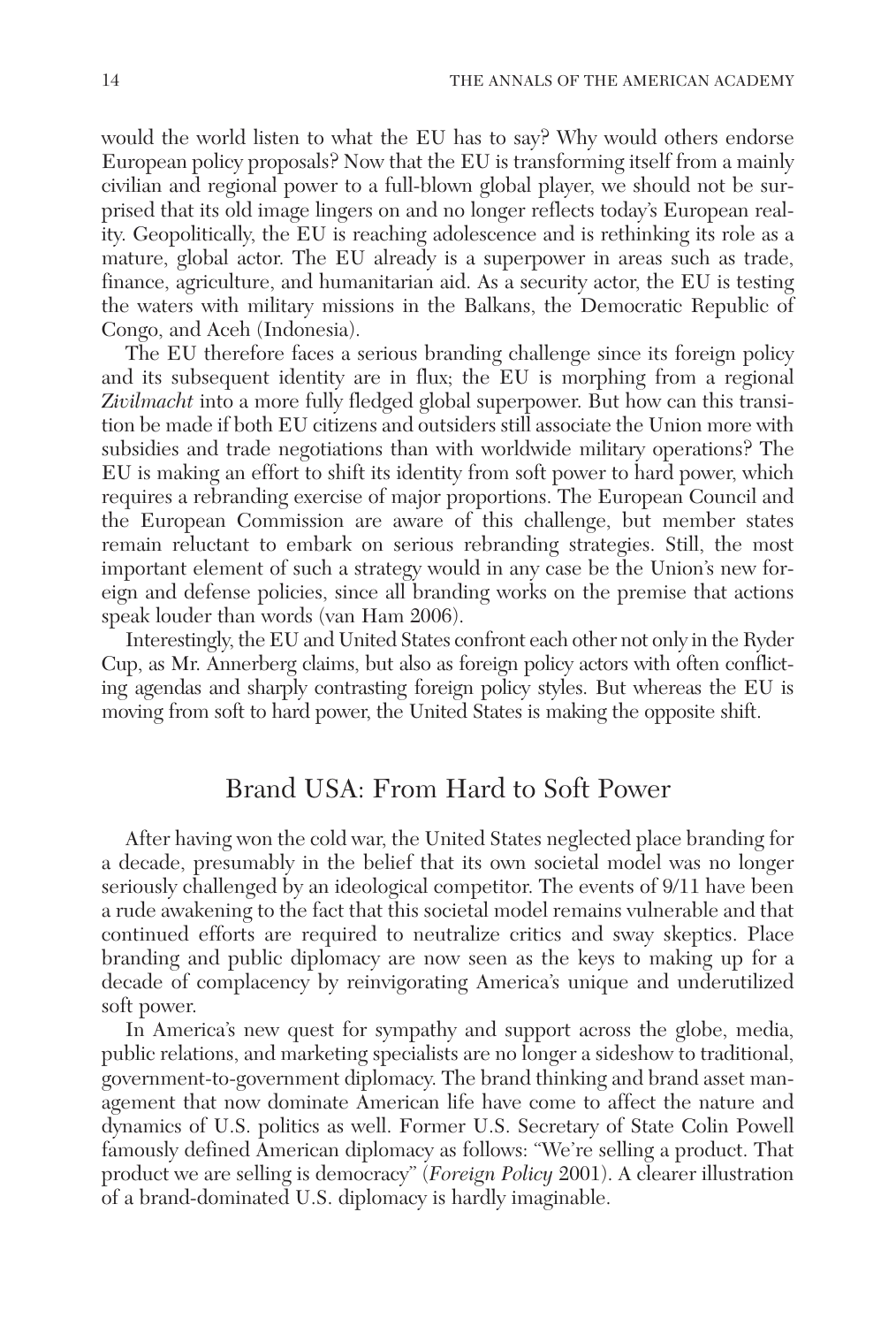would the world listen to what the EU has to say? Why would others endorse European policy proposals? Now that the EU is transforming itself from a mainly civilian and regional power to a full-blown global player, we should not be surprised that its old image lingers on and no longer reflects today's European reality. Geopolitically, the EU is reaching adolescence and is rethinking its role as a mature, global actor. The EU already is a superpower in areas such as trade, finance, agriculture, and humanitarian aid. As a security actor, the EU is testing the waters with military missions in the Balkans, the Democratic Republic of Congo, and Aceh (Indonesia).

The EU therefore faces a serious branding challenge since its foreign policy and its subsequent identity are in flux; the EU is morphing from a regional *Zivilmacht* into a more fully fledged global superpower. But how can this transition be made if both EU citizens and outsiders still associate the Union more with subsidies and trade negotiations than with worldwide military operations? The EU is making an effort to shift its identity from soft power to hard power, which requires a rebranding exercise of major proportions. The European Council and the European Commission are aware of this challenge, but member states remain reluctant to embark on serious rebranding strategies. Still, the most important element of such a strategy would in any case be the Union's new foreign and defense policies, since all branding works on the premise that actions speak louder than words (van Ham 2006).

Interestingly, the EU and United States confront each other not only in the Ryder Cup, as Mr. Annerberg claims, but also as foreign policy actors with often conflicting agendas and sharply contrasting foreign policy styles. But whereas the EU is moving from soft to hard power, the United States is making the opposite shift.

## Brand USA: From Hard to Soft Power

After having won the cold war, the United States neglected place branding for a decade, presumably in the belief that its own societal model was no longer seriously challenged by an ideological competitor. The events of 9/11 have been a rude awakening to the fact that this societal model remains vulnerable and that continued efforts are required to neutralize critics and sway skeptics. Place branding and public diplomacy are now seen as the keys to making up for a decade of complacency by reinvigorating America's unique and underutilized soft power.

In America's new quest for sympathy and support across the globe, media, public relations, and marketing specialists are no longer a sideshow to traditional, government-to-government diplomacy. The brand thinking and brand asset management that now dominate American life have come to affect the nature and dynamics of U.S. politics as well. Former U.S. Secretary of State Colin Powell famously defined American diplomacy as follows: "We're selling a product. That product we are selling is democracy" (*Foreign Policy* 2001). A clearer illustration of a brand-dominated U.S. diplomacy is hardly imaginable.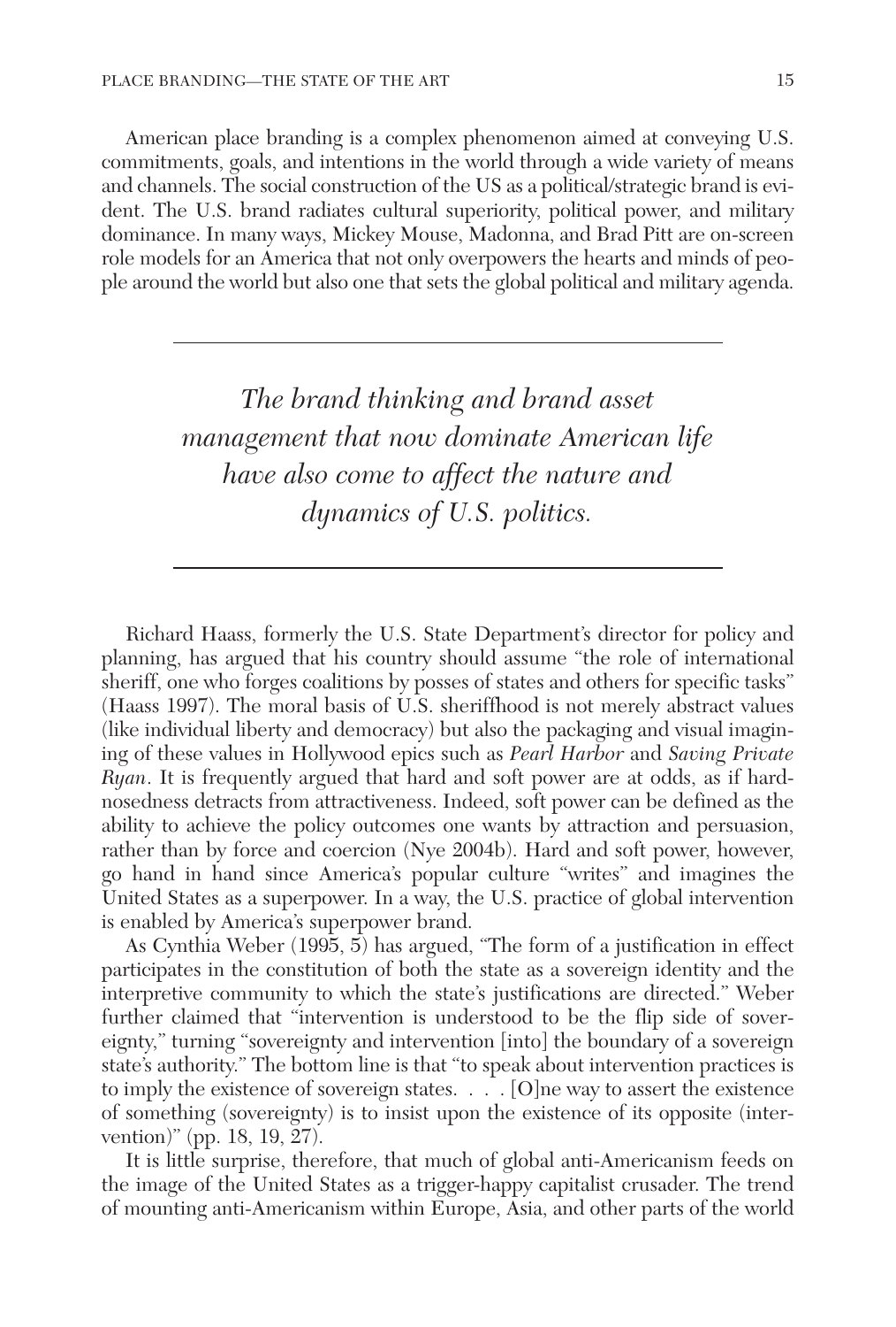American place branding is a complex phenomenon aimed at conveying U.S. commitments, goals, and intentions in the world through a wide variety of means and channels. The social construction of the US as a political/strategic brand is evident. The U.S. brand radiates cultural superiority, political power, and military dominance. In many ways, Mickey Mouse, Madonna, and Brad Pitt are on-screen role models for an America that not only overpowers the hearts and minds of people around the world but also one that sets the global political and military agenda.

---

*The brand thinking and brand asset management that now dominate American life have also come to affect the nature and dynamics of U.S. politics.*

---

Richard Haass, formerly the U.S. State Department's director for policy and planning, has argued that his country should assume "the role of international sheriff, one who forges coalitions by posses of states and others for specific tasks" (Haass 1997). The moral basis of U.S. sheriffhood is not merely abstract values (like individual liberty and democracy) but also the packaging and visual imagining of these values in Hollywood epics such as *Pearl Harbor* and *Saving Private Ryan*. It is frequently argued that hard and soft power are at odds, as if hard-nosedness detracts from attractiveness. Indeed, soft power can be defined as the ability to achieve the policy outcomes one wants by attraction and persuasion, rather than by force and coercion (Nye 2004b). Hard and soft power, however, go hand in hand since America's popular culture "writes" and imagines the United States as a superpower. In a way, the U.S. practice of global intervention is enabled by America's superpower brand.

As Cynthia Weber (1995, 5) has argued, "The form of a justification in effect participates in the constitution of both the state as a sovereign identity and the interpretive community to which the state's justifications are directed." Weber further claimed that "intervention is understood to be the flip side of sovereignty," turning "sovereignty and intervention [into] the boundary of a sovereign state's authority." The bottom line is that "to speak about intervention practices is to imply the existence of sovereign states. . . . [O]ne way to assert the existence of something (sovereignty) is to insist upon the existence of its opposite (intervention)" (pp. 18, 19, 27).

It is little surprise, therefore, that much of global anti-Americanism feeds on the image of the United States as a trigger-happy capitalist crusader. The trend of mounting anti-Americanism within Europe, Asia, and other parts of the world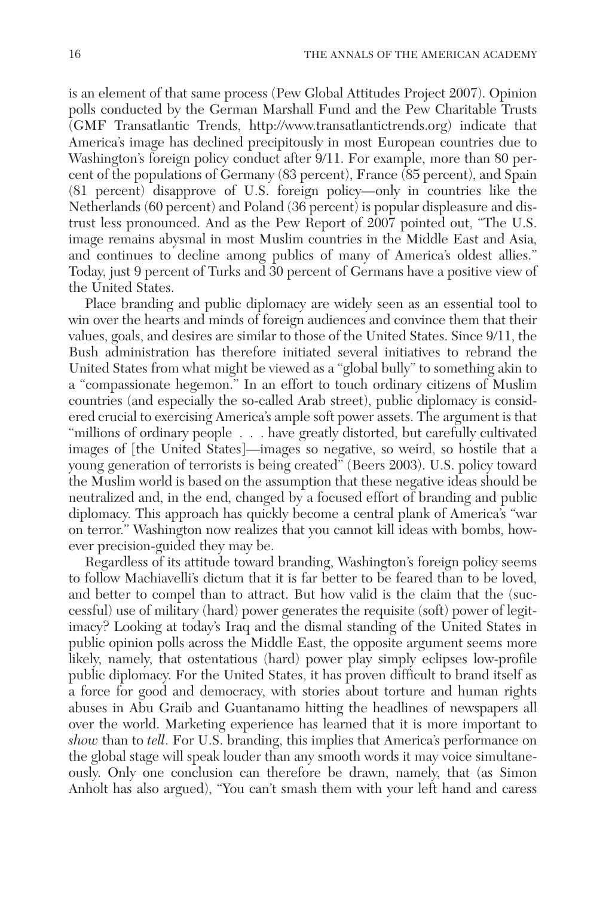is an element of that same process (Pew Global Attitudes Project 2007). Opinion polls conducted by the German Marshall Fund and the Pew Charitable Trusts (GMF Transatlantic Trends, http://www.transatlantictrends.org) indicate that America's image has declined precipitously in most European countries due to Washington's foreign policy conduct after 9/11. For example, more than 80 percent of the populations of Germany (83 percent), France (85 percent), and Spain (81 percent) disapprove of U.S. foreign policy—only in countries like the Netherlands (60 percent) and Poland (36 percent) is popular displeasure and distrust less pronounced. And as the Pew Report of 2007 pointed out, "The U.S. image remains abysmal in most Muslim countries in the Middle East and Asia, and continues to decline among publics of many of America's oldest allies." Today, just 9 percent of Turks and 30 percent of Germans have a positive view of the United States.

Place branding and public diplomacy are widely seen as an essential tool to win over the hearts and minds of foreign audiences and convince them that their values, goals, and desires are similar to those of the United States. Since 9/11, the Bush administration has therefore initiated several initiatives to rebrand the United States from what might be viewed as a "global bully" to something akin to a "compassionate hegemon." In an effort to touch ordinary citizens of Muslim countries (and especially the so-called Arab street), public diplomacy is considered crucial to exercising America's ample soft power assets. The argument is that "millions of ordinary people . . . have greatly distorted, but carefully cultivated images of [the United States]—images so negative, so weird, so hostile that a young generation of terrorists is being created" (Beers 2003). U.S. policy toward the Muslim world is based on the assumption that these negative ideas should be neutralized and, in the end, changed by a focused effort of branding and public diplomacy. This approach has quickly become a central plank of America's "war on terror." Washington now realizes that you cannot kill ideas with bombs, however precision-guided they may be.

Regardless of its attitude toward branding, Washington's foreign policy seems to follow Machiavelli's dictum that it is far better to be feared than to be loved, and better to compel than to attract. But how valid is the claim that the (successful) use of military (hard) power generates the requisite (soft) power of legitimacy? Looking at today's Iraq and the dismal standing of the United States in public opinion polls across the Middle East, the opposite argument seems more likely, namely, that ostentatious (hard) power play simply eclipses low-profile public diplomacy. For the United States, it has proven difficult to brand itself as a force for good and democracy, with stories about torture and human rights abuses in Abu Graib and Guantanamo hitting the headlines of newspapers all over the world. Marketing experience has learned that it is more important to *show* than to *tell*. For U.S. branding, this implies that America's performance on the global stage will speak louder than any smooth words it may voice simultaneously. Only one conclusion can therefore be drawn, namely, that (as Simon Anholt has also argued), "You can't smash them with your left hand and caress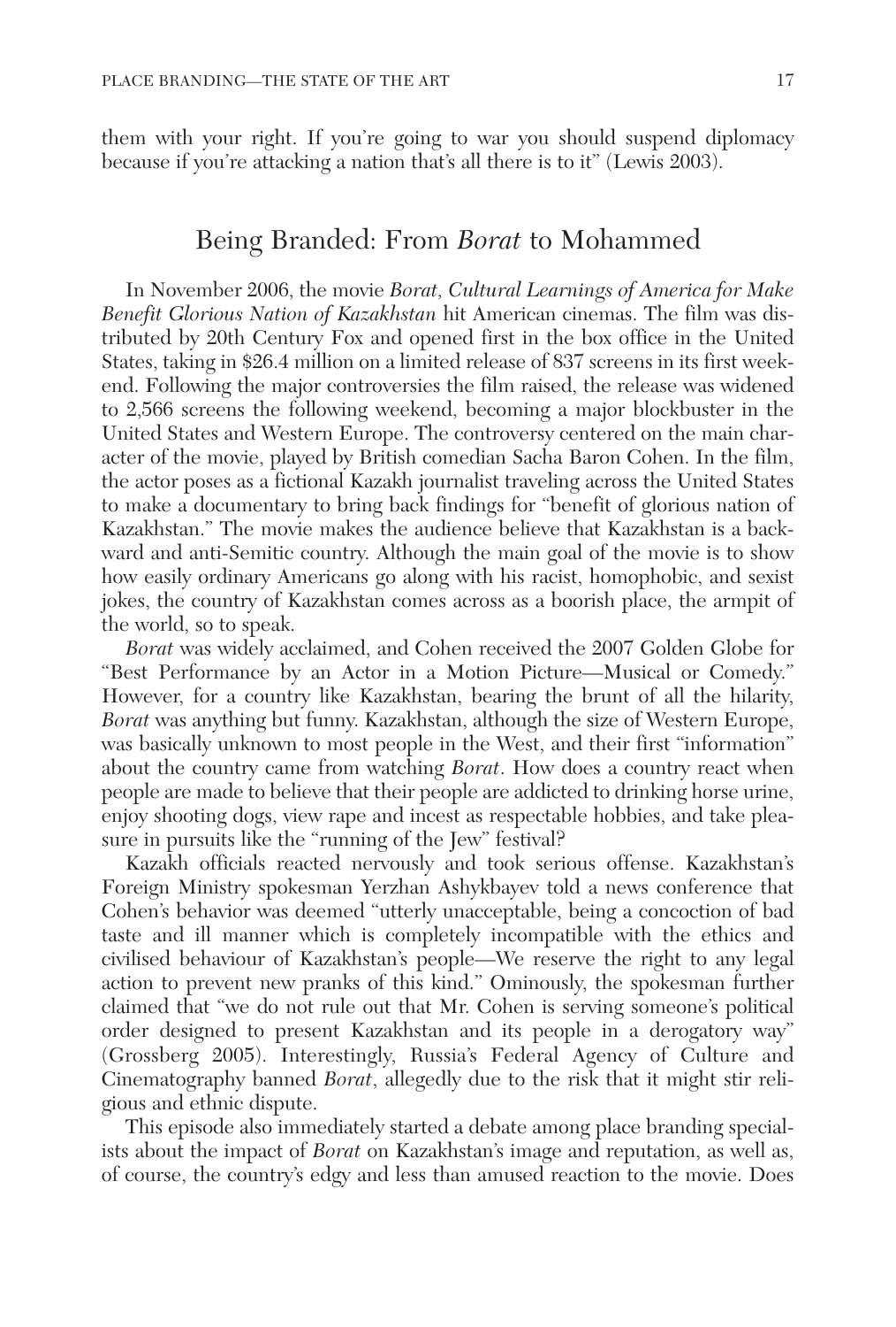them with your right. If you're going to war you should suspend diplomacy because if you're attacking a nation that's all there is to it" (Lewis 2003).

## Being Branded: From *Borat* to Mohammed

In November 2006, the movie *Borat, Cultural Learnings of America for Make Benefit Glorious Nation of Kazakhstan* hit American cinemas. The film was distributed by 20th Century Fox and opened first in the box office in the United States, taking in $26.4 million on a limited release of 837 screens in its first weekend. Following the major controversies the film raised, the release was widened to 2,566 screens the following weekend, becoming a major blockbuster in the United States and Western Europe. The controversy centered on the main character of the movie, played by British comedian Sacha Baron Cohen. In the film, the actor poses as a fictional Kazakh journalist traveling across the United States to make a documentary to bring back findings for "benefit of glorious nation of Kazakhstan." The movie makes the audience believe that Kazakhstan is a backward and anti-Semitic country. Although the main goal of the movie is to show how easily ordinary Americans go along with his racist, homophobic, and sexist jokes, the country of Kazakhstan comes across as a boorish place, the armpit of the world, so to speak.

*Borat* was widely acclaimed, and Cohen received the 2007 Golden Globe for "Best Performance by an Actor in a Motion Picture—Musical or Comedy." However, for a country like Kazakhstan, bearing the brunt of all the hilarity, *Borat* was anything but funny. Kazakhstan, although the size of Western Europe, was basically unknown to most people in the West, and their first "information" about the country came from watching *Borat*. How does a country react when people are made to believe that their people are addicted to drinking horse urine, enjoy shooting dogs, view rape and incest as respectable hobbies, and take pleasure in pursuits like the "running of the Jew" festival?

Kazakh officials reacted nervously and took serious offense. Kazakhstan's Foreign Ministry spokesman Yerzhan Ashykbayev told a news conference that Cohen's behavior was deemed "utterly unacceptable, being a concoction of bad taste and ill manner which is completely incompatible with the ethics and civilised behaviour of Kazakhstan's people—We reserve the right to any legal action to prevent new pranks of this kind." Ominously, the spokesman further claimed that "we do not rule out that Mr. Cohen is serving someone's political order designed to present Kazakhstan and its people in a derogatory way" (Grossberg 2005). Interestingly, Russia's Federal Agency of Culture and Cinematography banned *Borat*, allegedly due to the risk that it might stir religious and ethnic dispute.

This episode also immediately started a debate among place branding specialists about the impact of *Borat* on Kazakhstan's image and reputation, as well as, of course, the country's edgy and less than amused reaction to the movie. Does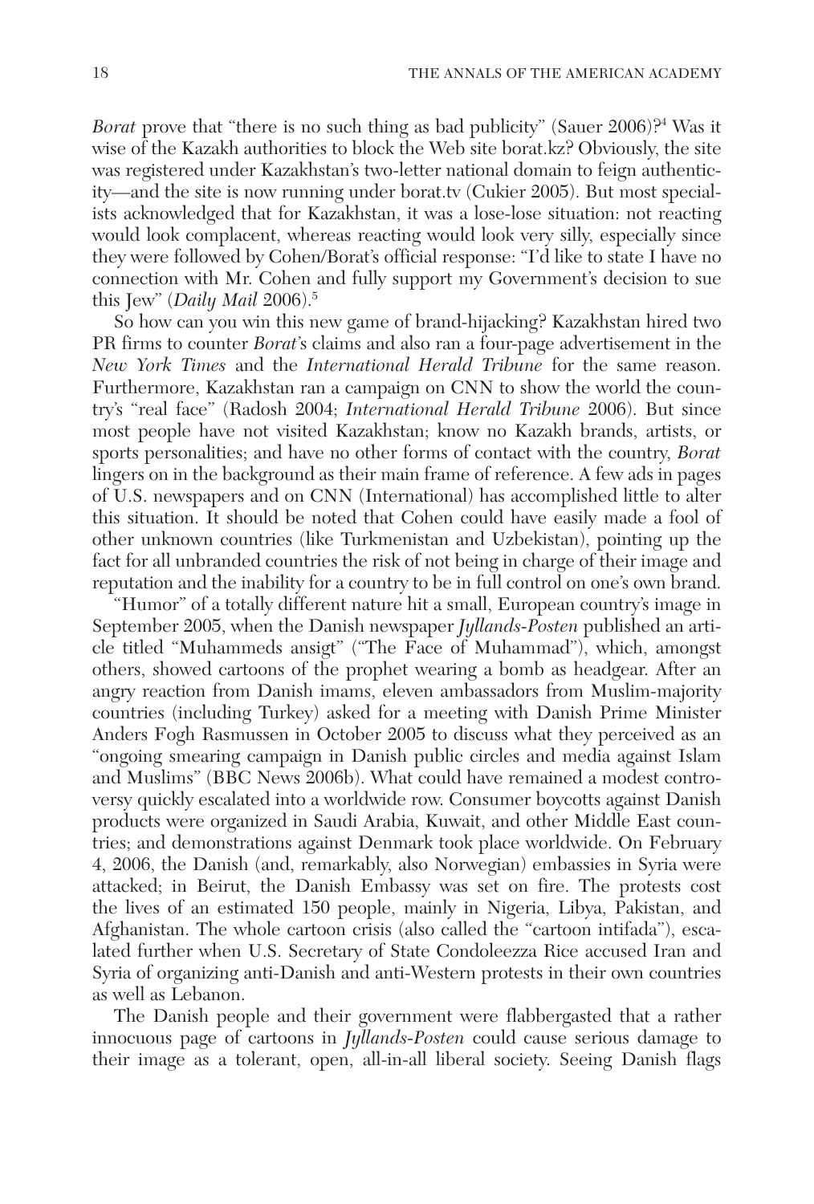*Borat* prove that "there is no such thing as bad publicity" (Sauer 2006)?[4] Was it wise of the Kazakh authorities to block the Web site borat.kz? Obviously, the site was registered under Kazakhstan's two-letter national domain to feign authenticity—and the site is now running under borat.tv (Cukier 2005). But most specialists acknowledged that for Kazakhstan, it was a lose-lose situation: not reacting would look complacent, whereas reacting would look very silly, especially since they were followed by Cohen/Borat's official response: "I'd like to state I have no connection with Mr. Cohen and fully support my Government's decision to sue this Jew" (*Daily Mail* 2006).[5]

So how can you win this new game of brand-hijacking? Kazakhstan hired two PR firms to counter *Borat*'s claims and also ran a four-page advertisement in the *New York Times* and the *International Herald Tribune* for the same reason. Furthermore, Kazakhstan ran a campaign on CNN to show the world the country's "real face" (Radosh 2004; *International Herald Tribune* 2006). But since most people have not visited Kazakhstan; know no Kazakh brands, artists, or sports personalities; and have no other forms of contact with the country, *Borat* lingers on in the background as their main frame of reference. A few ads in pages of U.S. newspapers and on CNN (International) has accomplished little to alter this situation. It should be noted that Cohen could have easily made a fool of other unknown countries (like Turkmenistan and Uzbekistan), pointing up the fact for all unbranded countries the risk of not being in charge of their image and reputation and the inability for a country to be in full control on one's own brand.

"Humor" of a totally different nature hit a small, European country's image in September 2005, when the Danish newspaper *Jyllands-Posten* published an article titled "Muhammeds ansigt" ("The Face of Muhammad"), which, amongst others, showed cartoons of the prophet wearing a bomb as headgear. After an angry reaction from Danish imams, eleven ambassadors from Muslim-majority countries (including Turkey) asked for a meeting with Danish Prime Minister Anders Fogh Rasmussen in October 2005 to discuss what they perceived as an "ongoing smearing campaign in Danish public circles and media against Islam and Muslims" (BBC News 2006b). What could have remained a modest controversy quickly escalated into a worldwide row. Consumer boycotts against Danish products were organized in Saudi Arabia, Kuwait, and other Middle East countries; and demonstrations against Denmark took place worldwide. On February 4, 2006, the Danish (and, remarkably, also Norwegian) embassies in Syria were attacked; in Beirut, the Danish Embassy was set on fire. The protests cost the lives of an estimated 150 people, mainly in Nigeria, Libya, Pakistan, and Afghanistan. The whole cartoon crisis (also called the "cartoon intifada"), escalated further when U.S. Secretary of State Condoleezza Rice accused Iran and Syria of organizing anti-Danish and anti-Western protests in their own countries as well as Lebanon.

The Danish people and their government were flabbergasted that a rather innocuous page of cartoons in *Jyllands-Posten* could cause serious damage to their image as a tolerant, open, all-in-all liberal society. Seeing Danish flags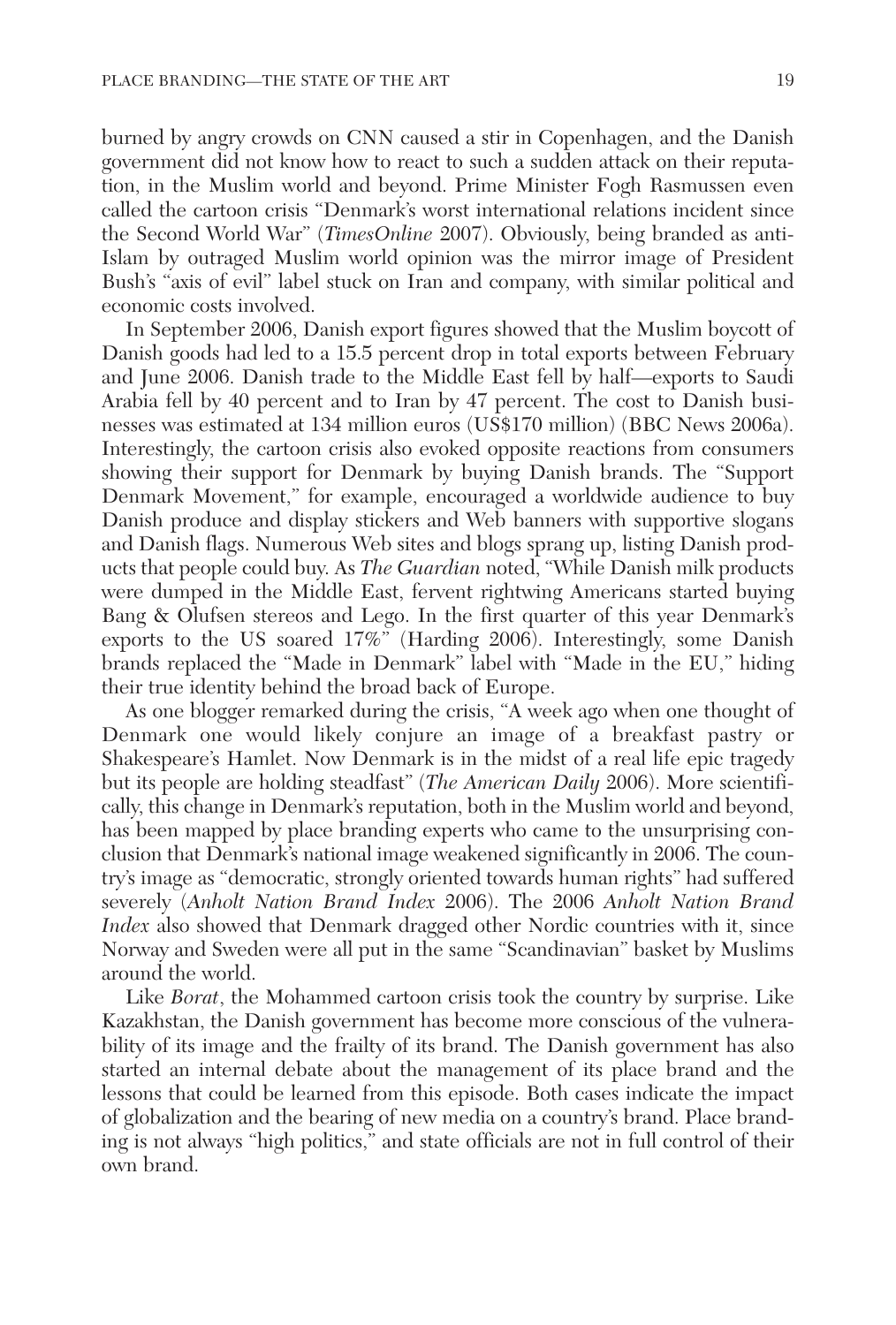burned by angry crowds on CNN caused a stir in Copenhagen, and the Danish government did not know how to react to such a sudden attack on their reputation, in the Muslim world and beyond. Prime Minister Fogh Rasmussen even called the cartoon crisis "Denmark's worst international relations incident since the Second World War" (*TimesOnline* 2007). Obviously, being branded as anti-Islam by outraged Muslim world opinion was the mirror image of President Bush's "axis of evil" label stuck on Iran and company, with similar political and economic costs involved.

In September 2006, Danish export figures showed that the Muslim boycott of Danish goods had led to a 15.5 percent drop in total exports between February and June 2006. Danish trade to the Middle East fell by half—exports to Saudi Arabia fell by 40 percent and to Iran by 47 percent. The cost to Danish businesses was estimated at 134 million euros (US$170 million) (BBC News 2006a). Interestingly, the cartoon crisis also evoked opposite reactions from consumers showing their support for Denmark by buying Danish brands. The "Support Denmark Movement," for example, encouraged a worldwide audience to buy Danish produce and display stickers and Web banners with supportive slogans and Danish flags. Numerous Web sites and blogs sprang up, listing Danish products that people could buy. As *The Guardian* noted, "While Danish milk products were dumped in the Middle East, fervent rightwing Americans started buying Bang & Olufsen stereos and Lego. In the first quarter of this year Denmark's exports to the US soared 17%" (Harding 2006). Interestingly, some Danish brands replaced the "Made in Denmark" label with "Made in the EU," hiding their true identity behind the broad back of Europe.

As one blogger remarked during the crisis, "A week ago when one thought of Denmark one would likely conjure an image of a breakfast pastry or Shakespeare's Hamlet. Now Denmark is in the midst of a real life epic tragedy but its people are holding steadfast" (*The American Daily* 2006). More scientifically, this change in Denmark's reputation, both in the Muslim world and beyond, has been mapped by place branding experts who came to the unsurprising conclusion that Denmark's national image weakened significantly in 2006. The country's image as "democratic, strongly oriented towards human rights" had suffered severely (*Anholt Nation Brand Index* 2006). The 2006 *Anholt Nation Brand Index* also showed that Denmark dragged other Nordic countries with it, since Norway and Sweden were all put in the same "Scandinavian" basket by Muslims around the world.

Like *Borat*, the Mohammed cartoon crisis took the country by surprise. Like Kazakhstan, the Danish government has become more conscious of the vulnerability of its image and the frailty of its brand. The Danish government has also started an internal debate about the management of its place brand and the lessons that could be learned from this episode. Both cases indicate the impact of globalization and the bearing of new media on a country's brand. Place branding is not always "high politics," and state officials are not in full control of their own brand.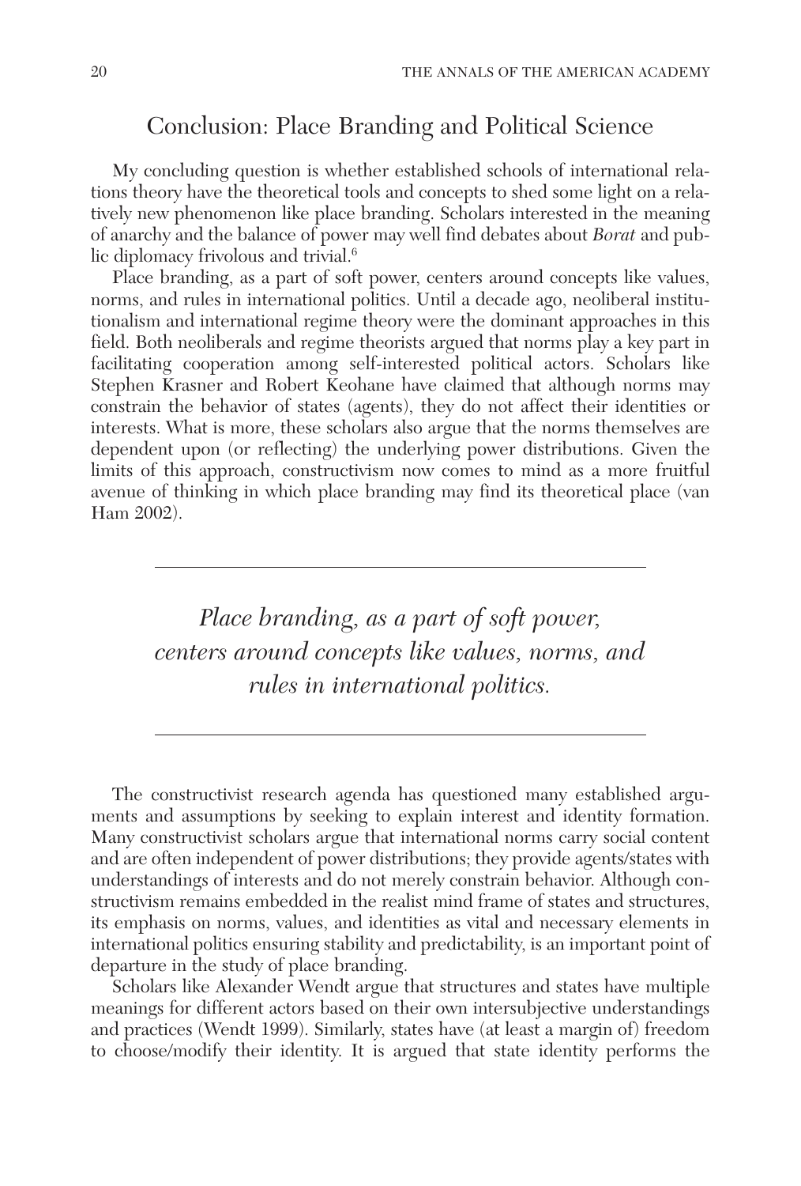## Conclusion: Place Branding and Political Science

My concluding question is whether established schools of international relations theory have the theoretical tools and concepts to shed some light on a relatively new phenomenon like place branding. Scholars interested in the meaning of anarchy and the balance of power may well find debates about *Borat* and public diplomacy frivolous and trivial.[6]

Place branding, as a part of soft power, centers around concepts like values, norms, and rules in international politics. Until a decade ago, neoliberal institutionalism and international regime theory were the dominant approaches in this field. Both neoliberals and regime theorists argued that norms play a key part in facilitating cooperation among self-interested political actors. Scholars like Stephen Krasner and Robert Keohane have claimed that although norms may constrain the behavior of states (agents), they do not affect their identities or interests. What is more, these scholars also argue that the norms themselves are dependent upon (or reflecting) the underlying power distributions. Given the limits of this approach, constructivism now comes to mind as a more fruitful avenue of thinking in which place branding may find its theoretical place (van Ham 2002).

---

*Place branding, as a part of soft power, centers around concepts like values, norms, and rules in international politics.*

---

The constructivist research agenda has questioned many established arguments and assumptions by seeking to explain interest and identity formation. Many constructivist scholars argue that international norms carry social content and are often independent of power distributions; they provide agents/states with understandings of interests and do not merely constrain behavior. Although constructivism remains embedded in the realist mind frame of states and structures, its emphasis on norms, values, and identities as vital and necessary elements in international politics ensuring stability and predictability, is an important point of departure in the study of place branding.

Scholars like Alexander Wendt argue that structures and states have multiple meanings for different actors based on their own intersubjective understandings and practices (Wendt 1999). Similarly, states have (at least a margin of) freedom to choose/modify their identity. It is argued that state identity performs the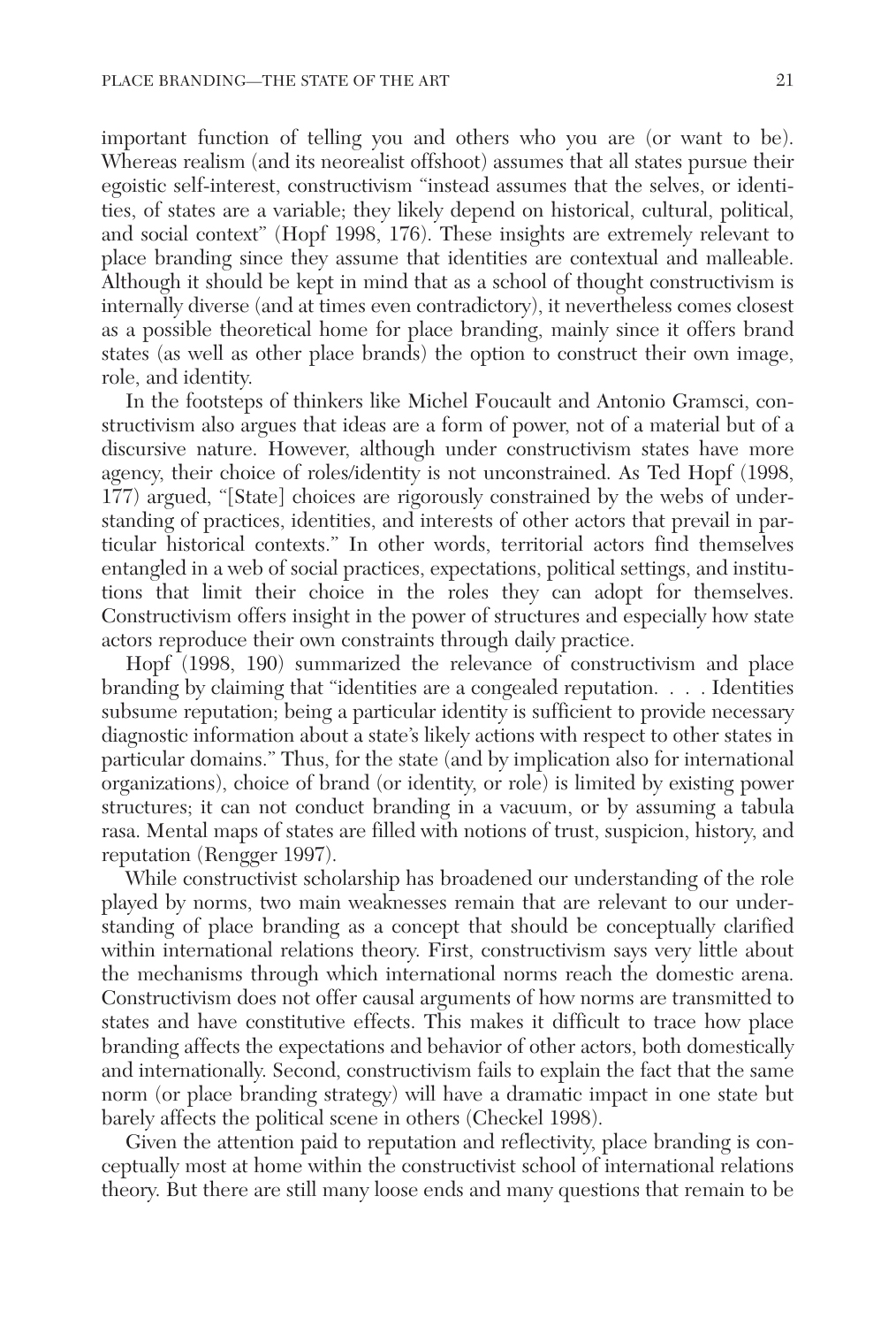important function of telling you and others who you are (or want to be). Whereas realism (and its neorealist offshoot) assumes that all states pursue their egoistic self-interest, constructivism "instead assumes that the selves, or identities, of states are a variable; they likely depend on historical, cultural, political, and social context" (Hopf 1998, 176). These insights are extremely relevant to place branding since they assume that identities are contextual and malleable. Although it should be kept in mind that as a school of thought constructivism is internally diverse (and at times even contradictory), it nevertheless comes closest as a possible theoretical home for place branding, mainly since it offers brand states (as well as other place brands) the option to construct their own image, role, and identity.

In the footsteps of thinkers like Michel Foucault and Antonio Gramsci, constructivism also argues that ideas are a form of power, not of a material but of a discursive nature. However, although under constructivism states have more agency, their choice of roles/identity is not unconstrained. As Ted Hopf (1998, 177) argued, "[State] choices are rigorously constrained by the webs of understanding of practices, identities, and interests of other actors that prevail in particular historical contexts." In other words, territorial actors find themselves entangled in a web of social practices, expectations, political settings, and institutions that limit their choice in the roles they can adopt for themselves. Constructivism offers insight in the power of structures and especially how state actors reproduce their own constraints through daily practice.

Hopf (1998, 190) summarized the relevance of constructivism and place branding by claiming that "identities are a congealed reputation. . . . Identities subsume reputation; being a particular identity is sufficient to provide necessary diagnostic information about a state's likely actions with respect to other states in particular domains." Thus, for the state (and by implication also for international organizations), choice of brand (or identity, or role) is limited by existing power structures; it can not conduct branding in a vacuum, or by assuming a tabula rasa. Mental maps of states are filled with notions of trust, suspicion, history, and reputation (Rengger 1997).

While constructivist scholarship has broadened our understanding of the role played by norms, two main weaknesses remain that are relevant to our understanding of place branding as a concept that should be conceptually clarified within international relations theory. First, constructivism says very little about the mechanisms through which international norms reach the domestic arena. Constructivism does not offer causal arguments of how norms are transmitted to states and have constitutive effects. This makes it difficult to trace how place branding affects the expectations and behavior of other actors, both domestically and internationally. Second, constructivism fails to explain the fact that the same norm (or place branding strategy) will have a dramatic impact in one state but barely affects the political scene in others (Checkel 1998).

Given the attention paid to reputation and reflectivity, place branding is conceptually most at home within the constructivist school of international relations theory. But there are still many loose ends and many questions that remain to be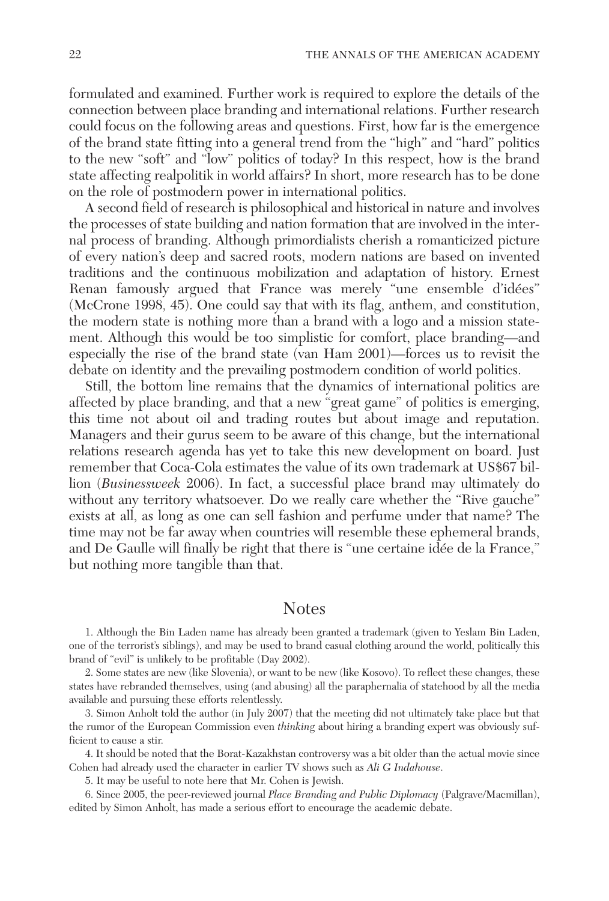formulated and examined. Further work is required to explore the details of the connection between place branding and international relations. Further research could focus on the following areas and questions. First, how far is the emergence of the brand state fitting into a general trend from the "high" and "hard" politics to the new "soft" and "low" politics of today? In this respect, how is the brand state affecting realpolitik in world affairs? In short, more research has to be done on the role of postmodern power in international politics.

A second field of research is philosophical and historical in nature and involves the processes of state building and nation formation that are involved in the internal process of branding. Although primordialists cherish a romanticized picture of every nation's deep and sacred roots, modern nations are based on invented traditions and the continuous mobilization and adaptation of history. Ernest Renan famously argued that France was merely "une ensemble d'idées" (McCrone 1998, 45). One could say that with its flag, anthem, and constitution, the modern state is nothing more than a brand with a logo and a mission statement. Although this would be too simplistic for comfort, place branding—and especially the rise of the brand state (van Ham 2001)—forces us to revisit the debate on identity and the prevailing postmodern condition of world politics.

Still, the bottom line remains that the dynamics of international politics are affected by place branding, and that a new "great game" of politics is emerging, this time not about oil and trading routes but about image and reputation. Managers and their gurus seem to be aware of this change, but the international relations research agenda has yet to take this new development on board. Just remember that Coca-Cola estimates the value of its own trademark at US$67 billion (*Businessweek* 2006). In fact, a successful place brand may ultimately do without any territory whatsoever. Do we really care whether the "Rive gauche" exists at all, as long as one can sell fashion and perfume under that name? The time may not be far away when countries will resemble these ephemeral brands, and De Gaulle will finally be right that there is "une certaine idée de la France," but nothing more tangible than that.

## Notes

1. Although the Bin Laden name has already been granted a trademark (given to Yeslam Bin Laden, one of the terrorist's siblings), and may be used to brand casual clothing around the world, politically this brand of "evil" is unlikely to be profitable (Day 2002).

2. Some states are new (like Slovenia), or want to be new (like Kosovo). To reflect these changes, these states have rebranded themselves, using (and abusing) all the paraphernalia of statehood by all the media available and pursuing these efforts relentlessly.

3. Simon Anholt told the author (in July 2007) that the meeting did not ultimately take place but that the rumor of the European Commission even *thinking* about hiring a branding expert was obviously sufficient to cause a stir.

4. It should be noted that the Borat-Kazakhstan controversy was a bit older than the actual movie since Cohen had already used the character in earlier TV shows such as *Ali G Indahouse*.

5. It may be useful to note here that Mr. Cohen is Jewish.

6. Since 2005, the peer-reviewed journal *Place Branding and Public Diplomacy* (Palgrave/Macmillan), edited by Simon Anholt, has made a serious effort to encourage the academic debate.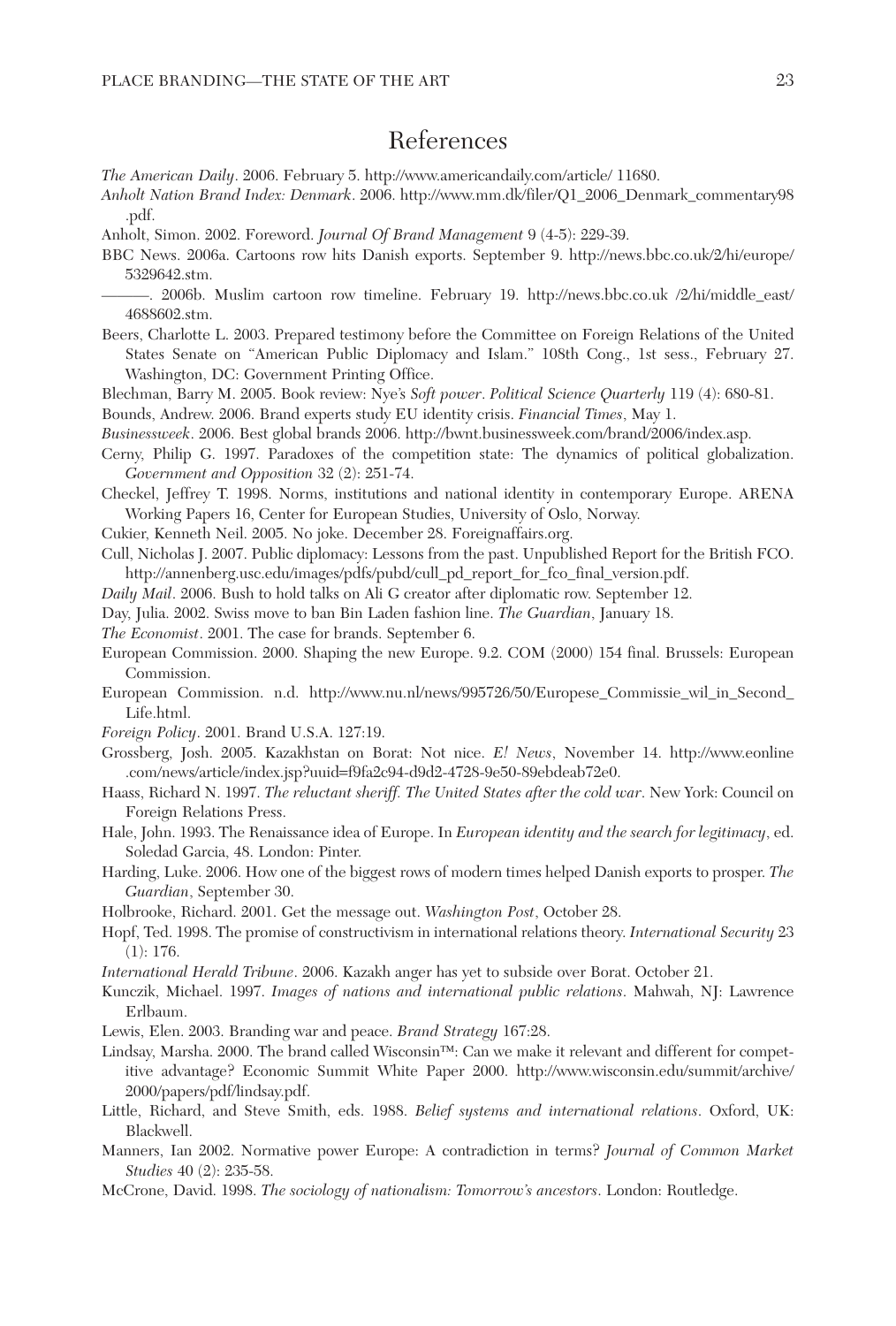# References

*The American Daily*. 2006. February 5. http://www.americandaily.com/article/ 11680.

*Anholt Nation Brand Index: Denmark*. 2006. http://www.mm.dk/filer/Q1_2006_Denmark_commentary98.pdf.

Anholt, Simon. 2002. Foreword. *Journal Of Brand Management* 9 (4-5): 229-39.

BBC News. 2006a. Cartoons row hits Danish exports. September 9. http://news.bbc.co.uk/2/hi/europe/5329642.stm.

———. 2006b. Muslim cartoon row timeline. February 19. http://news.bbc.co.uk /2/hi/middle_east/4688602.stm.

Beers, Charlotte L. 2003. Prepared testimony before the Committee on Foreign Relations of the United States Senate on "American Public Diplomacy and Islam." 108th Cong., 1st sess., February 27. Washington, DC: Government Printing Office.

Blechman, Barry M. 2005. Book review: Nye's *Soft power*. *Political Science Quarterly* 119 (4): 680-81.

Bounds, Andrew. 2006. Brand experts study EU identity crisis. *Financial Times*, May 1.

*Businessweek*. 2006. Best global brands 2006. http://bwnt.businessweek.com/brand/2006/index.asp.

Cerny, Philip G. 1997. Paradoxes of the competition state: The dynamics of political globalization. *Government and Opposition* 32 (2): 251-74.

Checkel, Jeffrey T. 1998. Norms, institutions and national identity in contemporary Europe. ARENA Working Papers 16, Center for European Studies, University of Oslo, Norway.

Cukier, Kenneth Neil. 2005. No joke. December 28. Foreignaffairs.org.

Cull, Nicholas J. 2007. Public diplomacy: Lessons from the past. Unpublished Report for the British FCO. http://annenberg.usc.edu/images/pdfs/pubd/cull_pd_report_for_fco_final_version.pdf.

*Daily Mail*. 2006. Bush to hold talks on Ali G creator after diplomatic row. September 12.

Day, Julia. 2002. Swiss move to ban Bin Laden fashion line. *The Guardian*, January 18.

*The Economist*. 2001. The case for brands. September 6.

European Commission. 2000. Shaping the new Europe. 9.2. COM (2000) 154 final. Brussels: European Commission.

European Commission. n.d. http://www.nu.nl/news/995726/50/Europese_Commissie_wil_in_Second_Life.html.

*Foreign Policy*. 2001. Brand U.S.A. 127:19.

Grossberg, Josh. 2005. Kazakhstan on Borat: Not nice. *E! News*, November 14. http://www.eonline.com/news/article/index.jsp?uuid=f9fa2c94-d9d2-4728-9e50-89ebdeab72e0.

Haass, Richard N. 1997. *The reluctant sheriff. The United States after the cold war*. New York: Council on Foreign Relations Press.

Hale, John. 1993. The Renaissance idea of Europe. In *European identity and the search for legitimacy*, ed. Soledad Garcia, 48. London: Pinter.

Harding, Luke. 2006. How one of the biggest rows of modern times helped Danish exports to prosper. *The Guardian*, September 30.

Holbrooke, Richard. 2001. Get the message out. *Washington Post*, October 28.

Hopf, Ted. 1998. The promise of constructivism in international relations theory. *International Security* 23 (1): 176.

*International Herald Tribune*. 2006. Kazakh anger has yet to subside over Borat. October 21.

Kunczik, Michael. 1997. *Images of nations and international public relations*. Mahwah, NJ: Lawrence Erlbaum.

Lewis, Elen. 2003. Branding war and peace. *Brand Strategy* 167:28.

Lindsay, Marsha. 2000. The brand called Wisconsin™: Can we make it relevant and different for competitive advantage? Economic Summit White Paper 2000. http://www.wisconsin.edu/summit/archive/2000/papers/pdf/lindsay.pdf.

Little, Richard, and Steve Smith, eds. 1988. *Belief systems and international relations*. Oxford, UK: Blackwell.

Manners, Ian 2002. Normative power Europe: A contradiction in terms? *Journal of Common Market Studies* 40 (2): 235-58.

McCrone, David. 1998. *The sociology of nationalism: Tomorrow's ancestors*. London: Routledge.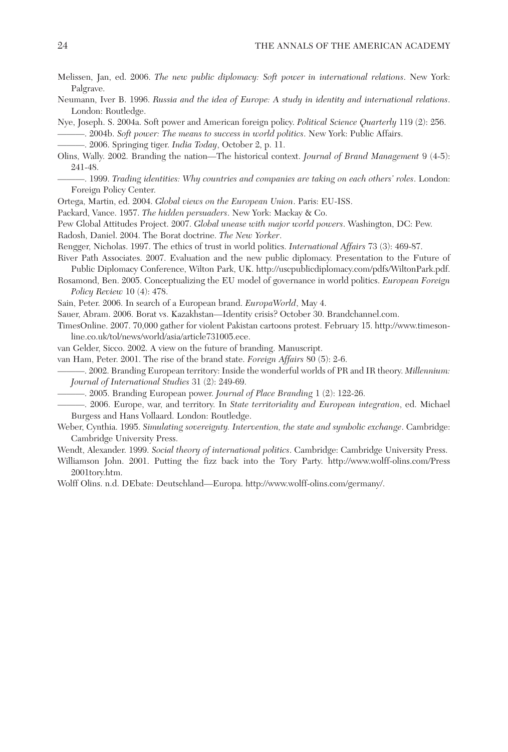Melissen, Jan, ed. 2006. *The new public diplomacy: Soft power in international relations*. New York: Palgrave.

Neumann, Iver B. 1996. *Russia and the idea of Europe: A study in identity and international relations*. London: Routledge.

Nye, Joseph. S. 2004a. Soft power and American foreign policy. *Political Science Quarterly* 119 (2): 256.

———. 2004b. *Soft power: The means to success in world politics*. New York: Public Affairs.

———. 2006. Springing tiger. *India Today*, October 2, p. 11.

Olins, Wally. 2002. Branding the nation—The historical context. *Journal of Brand Management* 9 (4-5): 241-48.

———. 1999. *Trading identities: Why countries and companies are taking on each others' roles*. London: Foreign Policy Center.

Ortega, Martin, ed. 2004. *Global views on the European Union*. Paris: EU-ISS.

Packard, Vance. 1957. *The hidden persuaders*. New York: Mackay & Co.

Pew Global Attitudes Project. 2007. *Global unease with major world powers*. Washington, DC: Pew.

Radosh, Daniel. 2004. The Borat doctrine. *The New Yorker*.

Rengger, Nicholas. 1997. The ethics of trust in world politics. *International Affairs* 73 (3): 469-87.

River Path Associates. 2007. Evaluation and the new public diplomacy. Presentation to the Future of Public Diplomacy Conference, Wilton Park, UK. http://uscpublicdiplomacy.com/pdfs/WiltonPark.pdf.

Rosamond, Ben. 2005. Conceptualizing the EU model of governance in world politics. *European Foreign Policy Review* 10 (4): 478.

Sain, Peter. 2006. In search of a European brand. *EuropaWorld*, May 4.

Sauer, Abram. 2006. Borat vs. Kazakhstan—Identity crisis? October 30. Brandchannel.com.

TimesOnline. 2007. 70,000 gather for violent Pakistan cartoons protest. February 15. http://www.timesonline.co.uk/tol/news/world/asia/article731005.ece.

van Gelder, Sicco. 2002. A view on the future of branding. Manuscript.

van Ham, Peter. 2001. The rise of the brand state. *Foreign Affairs* 80 (5): 2-6.

———. 2002. Branding European territory: Inside the wonderful worlds of PR and IR theory. *Millennium: Journal of International Studies* 31 (2): 249-69.

———. 2005. Branding European power. *Journal of Place Branding* 1 (2): 122-26.

———. 2006. Europe, war, and territory. In *State territoriality and European integration*, ed. Michael Burgess and Hans Vollaard. London: Routledge.

Weber, Cynthia. 1995. *Simulating sovereignty. Intervention, the state and symbolic exchange*. Cambridge: Cambridge University Press.

Wendt, Alexander. 1999. *Social theory of international politics*. Cambridge: Cambridge University Press.

Williamson John. 2001. Putting the fizz back into the Tory Party. http://www.wolff-olins.com/Press2001tory.htm.

Wolff Olins. n.d. DEbate: Deutschland—Europa. http://www.wolff-olins.com/germany/.